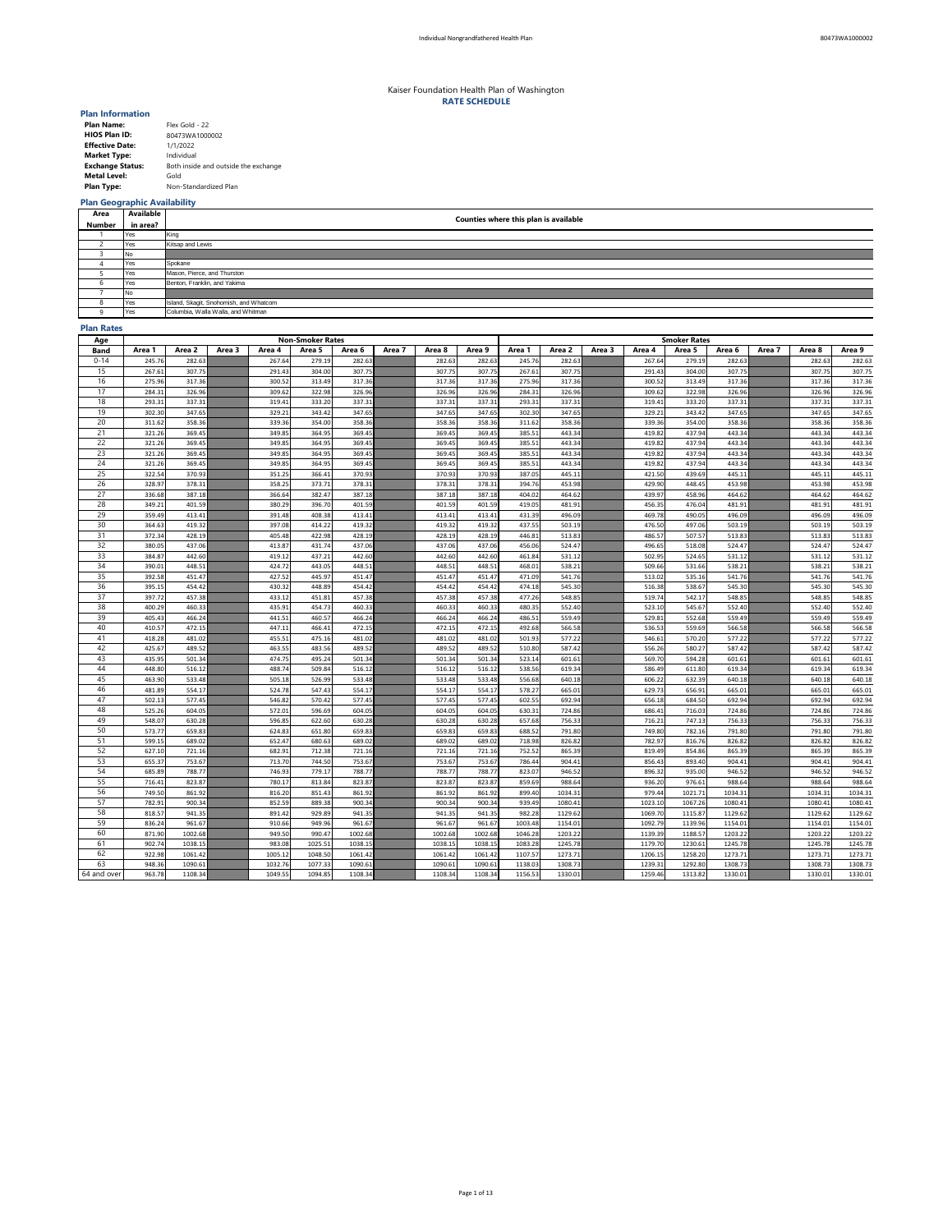# Kaiser Foundation Health Plan of Washington

## RATE SCHEDULE

### Plan Information

| | |
|---|---|
| **Plan Name:** | Flex Gold - 22 |
| **HIOS Plan ID:** | 80473WA1000002 |
| **Effective Date:** | 1/1/2022 |
| **Market Type:** | Individual |
| **Exchange Status:** | Both inside and outside the exchange |
| **Metal Level:** | Gold |
| **Plan Type:** | Non-Standardized Plan |

### Plan Geographic Availability

| Area Number | Available in area? | Counties where this plan is available |
|---|---|---|
| 1 | Yes | King |
| 2 | Yes | Kitsap and Lewis |
| 3 | No | |
| 4 | Yes | Spokane |
| 5 | Yes | Mason, Pierce, and Thurston |
| 6 | Yes | Benton, Franklin, and Yakima |
| 7 | No | |
| 8 | Yes | Island, Skagit, Snohomish, and Whatcom |
| 9 | Yes | Columbia, Walla Walla, and Whitman |

### Plan Rates

| Age Band | Non-Smoker Rates | | | | | | | | | Smoker Rates | | | | | | | | |
|---|---|---|---|---|---|---|---|---|---|---|---|---|---|---|---|---|---|---|
| | Area 1 | Area 2 | Area 3 | Area 4 | Area 5 | Area 6 | Area 7 | Area 8 | Area 9 | Area 1 | Area 2 | Area 3 | Area 4 | Area 5 | Area 6 | Area 7 | Area 8 | Area 9 |
| 0-14 | 245.76 | 282.63 | | 267.64 | 279.19 | 282.63 | | 282.63 | 282.63 | 245.76 | 282.63 | | 267.64 | 279.19 | 282.63 | | 282.63 | 282.63 |
| 15 | 267.61 | 307.75 | | 291.43 | 304.00 | 307.75 | | 307.75 | 307.75 | 267.61 | 307.75 | | 291.43 | 304.00 | 307.75 | | 307.75 | 307.75 |
| 16 | 275.96 | 317.36 | | 300.52 | 313.49 | 317.36 | | 317.36 | 317.36 | 275.96 | 317.36 | | 300.52 | 313.49 | 317.36 | | 317.36 | 317.36 |
| 17 | 284.31 | 326.96 | | 309.62 | 322.98 | 326.96 | | 326.96 | 326.96 | 284.31 | 326.96 | | 309.62 | 322.98 | 326.96 | | 326.96 | 326.96 |
| 18 | 293.31 | 337.31 | | 319.41 | 333.20 | 337.31 | | 337.31 | 337.31 | 293.31 | 337.31 | | 319.41 | 333.20 | 337.31 | | 337.31 | 337.31 |
| 19 | 302.30 | 347.65 | | 329.21 | 343.42 | 347.65 | | 347.65 | 347.65 | 302.30 | 347.65 | | 329.21 | 343.42 | 347.65 | | 347.65 | 347.65 |
| 20 | 311.62 | 358.36 | | 339.36 | 354.00 | 358.36 | | 358.36 | 358.36 | 311.62 | 358.36 | | 339.36 | 354.00 | 358.36 | | 358.36 | 358.36 |
| 21 | 321.26 | 369.45 | | 349.85 | 364.95 | 369.45 | | 369.45 | 369.45 | 385.51 | 443.34 | | 419.82 | 437.94 | 443.34 | | 443.34 | 443.34 |
| 22 | 321.26 | 369.45 | | 349.85 | 364.95 | 369.45 | | 369.45 | 369.45 | 385.51 | 443.34 | | 419.82 | 437.94 | 443.34 | | 443.34 | 443.34 |
| 23 | 321.26 | 369.45 | | 349.85 | 364.95 | 369.45 | | 369.45 | 369.45 | 385.51 | 443.34 | | 419.82 | 437.94 | 443.34 | | 443.34 | 443.34 |
| 24 | 321.26 | 369.45 | | 349.85 | 364.95 | 369.45 | | 369.45 | 369.45 | 385.51 | 443.34 | | 419.82 | 437.94 | 443.34 | | 443.34 | 443.34 |
| 25 | 322.54 | 370.93 | | 351.25 | 366.41 | 370.93 | | 370.93 | 370.93 | 387.05 | 445.11 | | 421.50 | 439.69 | 445.11 | | 445.11 | 445.11 |
| 26 | 328.97 | 378.31 | | 358.25 | 373.71 | 378.31 | | 378.31 | 378.31 | 394.76 | 453.98 | | 429.90 | 448.45 | 453.98 | | 453.98 | 453.98 |
| 27 | 336.68 | 387.18 | | 366.64 | 382.47 | 387.18 | | 387.18 | 387.18 | 404.02 | 464.62 | | 439.97 | 458.96 | 464.62 | | 464.62 | 464.62 |
| 28 | 349.21 | 401.59 | | 380.29 | 396.70 | 401.59 | | 401.59 | 401.59 | 419.05 | 481.91 | | 456.35 | 476.04 | 481.91 | | 481.91 | 481.91 |
| 29 | 359.49 | 413.41 | | 391.48 | 408.38 | 413.41 | | 413.41 | 413.41 | 431.39 | 496.09 | | 469.78 | 490.05 | 496.09 | | 496.09 | 496.09 |
| 30 | 364.63 | 419.32 | | 397.08 | 414.22 | 419.32 | | 419.32 | 419.32 | 437.55 | 503.19 | | 476.50 | 497.06 | 503.19 | | 503.19 | 503.19 |
| 31 | 372.34 | 428.19 | | 405.48 | 422.98 | 428.19 | | 428.19 | 428.19 | 446.81 | 513.83 | | 486.57 | 507.57 | 513.83 | | 513.83 | 513.83 |
| 32 | 380.05 | 437.06 | | 413.87 | 431.74 | 437.06 | | 437.06 | 437.06 | 456.06 | 524.47 | | 496.65 | 518.08 | 524.47 | | 524.47 | 524.47 |
| 33 | 384.87 | 442.60 | | 419.12 | 437.21 | 442.60 | | 442.60 | 442.60 | 461.84 | 531.12 | | 502.95 | 524.65 | 531.12 | | 531.12 | 531.12 |
| 34 | 390.01 | 448.51 | | 424.72 | 443.05 | 448.51 | | 448.51 | 448.51 | 468.01 | 538.21 | | 509.66 | 531.66 | 538.21 | | 538.21 | 538.21 |
| 35 | 392.58 | 451.47 | | 427.52 | 445.97 | 451.47 | | 451.47 | 451.47 | 471.09 | 541.76 | | 513.02 | 535.16 | 541.76 | | 541.76 | 541.76 |
| 36 | 395.15 | 454.42 | | 430.32 | 448.89 | 454.42 | | 454.42 | 454.42 | 474.18 | 545.30 | | 516.38 | 538.67 | 545.30 | | 545.30 | 545.30 |
| 37 | 397.72 | 457.38 | | 433.12 | 451.81 | 457.38 | | 457.38 | 457.38 | 477.26 | 548.85 | | 519.74 | 542.17 | 548.85 | | 548.85 | 548.85 |
| 38 | 400.29 | 460.33 | | 435.91 | 454.73 | 460.33 | | 460.33 | 460.33 | 480.35 | 552.40 | | 523.10 | 545.67 | 552.40 | | 552.40 | 552.40 |
| 39 | 405.43 | 466.24 | | 441.51 | 460.57 | 466.24 | | 466.24 | 466.24 | 486.51 | 559.49 | | 529.81 | 552.68 | 559.49 | | 559.49 | 559.49 |
| 40 | 410.57 | 472.15 | | 447.11 | 466.41 | 472.15 | | 472.15 | 472.15 | 492.68 | 566.58 | | 536.53 | 559.69 | 566.58 | | 566.58 | 566.58 |
| 41 | 418.28 | 481.02 | | 455.51 | 475.16 | 481.02 | | 481.02 | 481.02 | 501.93 | 577.22 | | 546.61 | 570.20 | 577.22 | | 577.22 | 577.22 |
| 42 | 425.67 | 489.52 | | 463.55 | 483.56 | 489.52 | | 489.52 | 489.52 | 510.80 | 587.42 | | 556.26 | 580.27 | 587.42 | | 587.42 | 587.42 |
| 43 | 435.95 | 501.34 | | 474.75 | 495.24 | 501.34 | | 501.34 | 501.34 | 523.14 | 601.61 | | 569.70 | 594.28 | 601.61 | | 601.61 | 601.61 |
| 44 | 448.80 | 516.12 | | 488.74 | 509.84 | 516.12 | | 516.12 | 516.12 | 538.56 | 619.34 | | 586.49 | 611.80 | 619.34 | | 619.34 | 619.34 |
| 45 | 463.90 | 533.48 | | 505.18 | 526.99 | 533.48 | | 533.48 | 533.48 | 556.68 | 640.18 | | 606.22 | 632.39 | 640.18 | | 640.18 | 640.18 |
| 46 | 481.89 | 554.17 | | 524.78 | 547.43 | 554.17 | | 554.17 | 554.17 | 578.27 | 665.01 | | 629.73 | 656.91 | 665.01 | | 665.01 | 665.01 |
| 47 | 502.13 | 577.45 | | 546.82 | 570.42 | 577.45 | | 577.45 | 577.45 | 602.55 | 692.94 | | 656.18 | 684.50 | 692.94 | | 692.94 | 692.94 |
| 48 | 525.26 | 604.05 | | 572.01 | 596.69 | 604.05 | | 604.05 | 604.05 | 630.31 | 724.86 | | 686.41 | 716.03 | 724.86 | | 724.86 | 724.86 |
| 49 | 548.07 | 630.28 | | 596.85 | 622.60 | 630.28 | | 630.28 | 630.28 | 657.68 | 756.33 | | 716.21 | 747.13 | 756.33 | | 756.33 | 756.33 |
| 50 | 573.77 | 659.83 | | 624.83 | 651.80 | 659.83 | | 659.83 | 659.83 | 688.52 | 791.80 | | 749.80 | 782.16 | 791.80 | | 791.80 | 791.80 |
| 51 | 599.15 | 689.02 | | 652.47 | 680.63 | 689.02 | | 689.02 | 689.02 | 718.98 | 826.82 | | 782.97 | 816.76 | 826.82 | | 826.82 | 826.82 |
| 52 | 627.10 | 721.16 | | 682.91 | 712.38 | 721.16 | | 721.16 | 721.16 | 752.52 | 865.39 | | 819.49 | 854.86 | 865.39 | | 865.39 | 865.39 |
| 53 | 655.37 | 753.67 | | 713.70 | 744.50 | 753.67 | | 753.67 | 753.67 | 786.44 | 904.41 | | 856.43 | 893.40 | 904.41 | | 904.41 | 904.41 |
| 54 | 685.89 | 788.77 | | 746.93 | 779.17 | 788.77 | | 788.77 | 788.77 | 823.07 | 946.52 | | 896.32 | 935.00 | 946.52 | | 946.52 | 946.52 |
| 55 | 716.41 | 823.87 | | 780.17 | 813.84 | 823.87 | | 823.87 | 823.87 | 859.69 | 988.64 | | 936.20 | 976.61 | 988.64 | | 988.64 | 988.64 |
| 56 | 749.50 | 861.92 | | 816.20 | 851.43 | 861.92 | | 861.92 | 861.92 | 899.40 | 1034.31 | | 979.44 | 1021.71 | 1034.31 | | 1034.31 | 1034.31 |
| 57 | 782.91 | 900.34 | | 852.59 | 889.38 | 900.34 | | 900.34 | 900.34 | 939.49 | 1080.41 | | 1023.10 | 1067.26 | 1080.41 | | 1080.41 | 1080.41 |
| 58 | 818.57 | 941.35 | | 891.42 | 929.89 | 941.35 | | 941.35 | 941.35 | 982.28 | 1129.62 | | 1069.70 | 1115.87 | 1129.62 | | 1129.62 | 1129.62 |
| 59 | 836.24 | 961.67 | | 910.66 | 949.96 | 961.67 | | 961.67 | 961.67 | 1003.48 | 1154.01 | | 1092.79 | 1139.96 | 1154.01 | | 1154.01 | 1154.01 |
| 60 | 871.90 | 1002.68 | | 949.50 | 990.47 | 1002.68 | | 1002.68 | 1002.68 | 1046.28 | 1203.22 | | 1139.39 | 1188.57 | 1203.22 | | 1203.22 | 1203.22 |
| 61 | 902.74 | 1038.15 | | 983.08 | 1025.51 | 1038.15 | | 1038.15 | 1038.15 | 1083.28 | 1245.78 | | 1179.70 | 1230.61 | 1245.78 | | 1245.78 | 1245.78 |
| 62 | 922.98 | 1061.42 | | 1005.12 | 1048.50 | 1061.42 | | 1061.42 | 1061.42 | 1107.57 | 1273.71 | | 1206.15 | 1258.20 | 1273.71 | | 1273.71 | 1273.71 |
| 63 | 948.36 | 1090.61 | | 1032.76 | 1077.33 | 1090.61 | | 1090.61 | 1090.61 | 1138.03 | 1308.73 | | 1239.31 | 1292.80 | 1308.73 | | 1308.73 | 1308.73 |
| 64 and over | 963.78 | 1108.34 | | 1049.55 | 1094.85 | 1108.34 | | 1108.34 | 1108.34 | 1156.53 | 1330.01 | | 1259.46 | 1313.82 | 1330.01 | | 1330.01 | 1330.01 |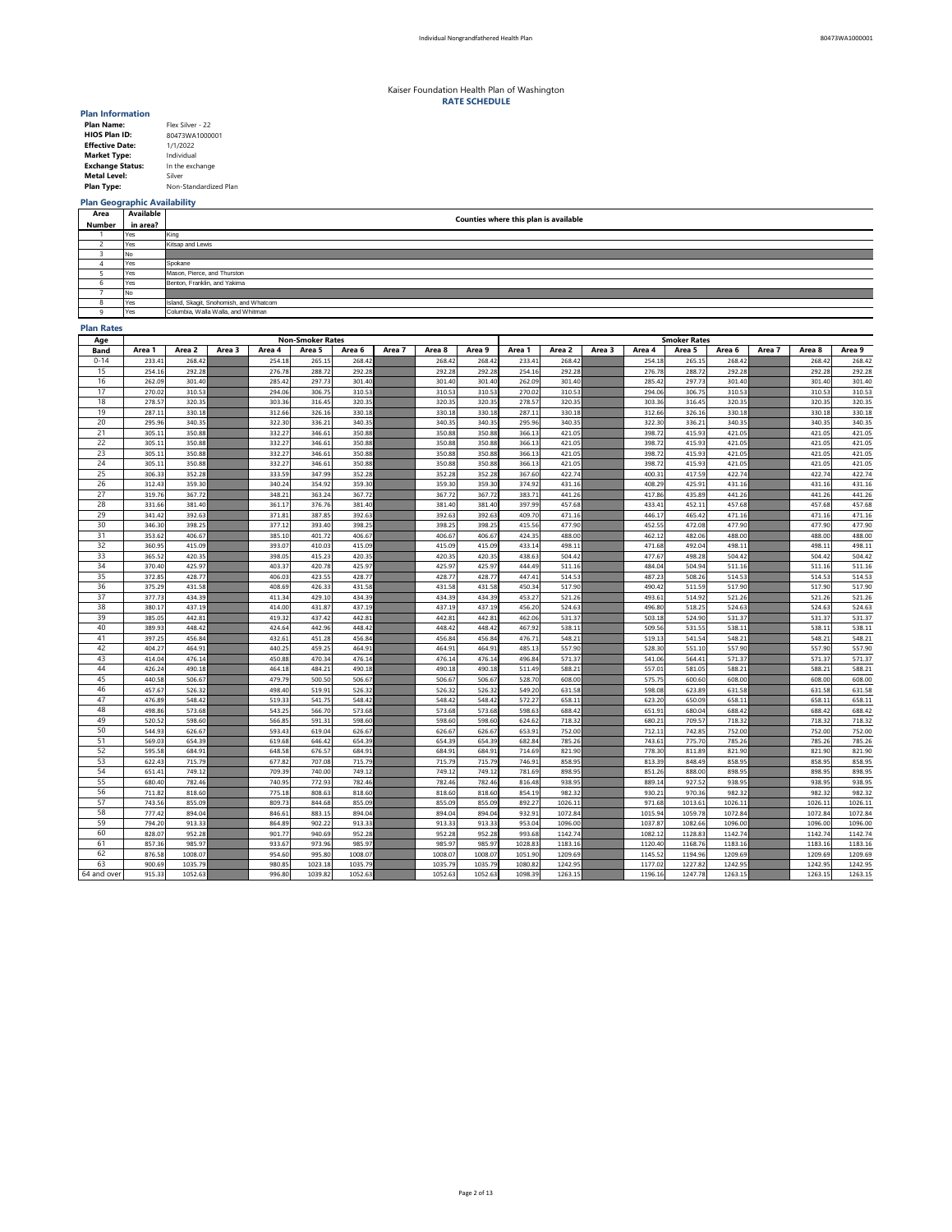Individual Nongrandfathered Health Plan

80473WA1000001

# Kaiser Foundation Health Plan of Washington
## RATE SCHEDULE

### Plan Information

| | |
|---|---|
| **Plan Name:** | Flex Silver - 22 |
| **HIOS Plan ID:** | 80473WA1000001 |
| **Effective Date:** | 1/1/2022 |
| **Market Type:** | Individual |
| **Exchange Status:** | In the exchange |
| **Metal Level:** | Silver |
| **Plan Type:** | Non-Standardized Plan |

### Plan Geographic Availability

| Area Number | Available in area? | Counties where this plan is available |
|---|---|---|
| 1 | Yes | King |
| 2 | Yes | Kitsap and Lewis |
| 3 | No | |
| 4 | Yes | Spokane |
| 5 | Yes | Mason, Pierce, and Thurston |
| 6 | Yes | Benton, Franklin, and Yakima |
| 7 | No | |
| 8 | Yes | Island, Skagit, Snohomish, and Whatcom |
| 9 | Yes | Columbia, Walla Walla, and Whitman |

### Plan Rates

| Age Band | Non-Smoker Rates | | | | | | | | | Smoker Rates | | | | | | | | |
|---|---|---|---|---|---|---|---|---|---|---|---|---|---|---|---|---|---|---|
| | Area 1 | Area 2 | Area 3 | Area 4 | Area 5 | Area 6 | Area 7 | Area 8 | Area 9 | Area 1 | Area 2 | Area 3 | Area 4 | Area 5 | Area 6 | Area 7 | Area 8 | Area 9 |
| 0-14 | 233.41 | 268.42 | | 254.18 | 265.15 | 268.42 | | 268.42 | 268.42 | 233.41 | 268.42 | | 254.18 | 265.15 | 268.42 | | 268.42 | 268.42 |
| 15 | 254.16 | 292.28 | | 276.78 | 288.72 | 292.28 | | 292.28 | 292.28 | 254.16 | 292.28 | | 276.78 | 288.72 | 292.28 | | 292.28 | 292.28 |
| 16 | 262.09 | 301.40 | | 285.42 | 297.73 | 301.40 | | 301.40 | 301.40 | 262.09 | 301.40 | | 285.42 | 297.73 | 301.40 | | 301.40 | 301.40 |
| 17 | 270.02 | 310.53 | | 294.06 | 306.75 | 310.53 | | 310.53 | 310.53 | 270.02 | 310.53 | | 294.06 | 306.75 | 310.53 | | 310.53 | 310.53 |
| 18 | 278.57 | 320.35 | | 303.36 | 316.45 | 320.35 | | 320.35 | 320.35 | 278.57 | 320.35 | | 303.36 | 316.45 | 320.35 | | 320.35 | 320.35 |
| 19 | 287.11 | 330.18 | | 312.66 | 326.16 | 330.18 | | 330.18 | 330.18 | 287.11 | 330.18 | | 312.66 | 326.16 | 330.18 | | 330.18 | 330.18 |
| 20 | 295.96 | 340.35 | | 322.30 | 336.21 | 340.35 | | 340.35 | 340.35 | 295.96 | 340.35 | | 322.30 | 336.21 | 340.35 | | 340.35 | 340.35 |
| 21 | 305.11 | 350.88 | | 332.27 | 346.61 | 350.88 | | 350.88 | 350.88 | 366.13 | 421.05 | | 398.72 | 415.93 | 421.05 | | 421.05 | 421.05 |
| 22 | 305.11 | 350.88 | | 332.27 | 346.61 | 350.88 | | 350.88 | 350.88 | 366.13 | 421.05 | | 398.72 | 415.93 | 421.05 | | 421.05 | 421.05 |
| 23 | 305.11 | 350.88 | | 332.27 | 346.61 | 350.88 | | 350.88 | 350.88 | 366.13 | 421.05 | | 398.72 | 415.93 | 421.05 | | 421.05 | 421.05 |
| 24 | 305.11 | 350.88 | | 332.27 | 346.61 | 350.88 | | 350.88 | 350.88 | 366.13 | 421.05 | | 398.72 | 415.93 | 421.05 | | 421.05 | 421.05 |
| 25 | 306.33 | 352.28 | | 333.59 | 347.99 | 352.28 | | 352.28 | 352.28 | 367.60 | 422.74 | | 400.31 | 417.59 | 422.74 | | 422.74 | 422.74 |
| 26 | 312.43 | 359.30 | | 340.24 | 354.92 | 359.30 | | 359.30 | 359.30 | 374.92 | 431.16 | | 408.29 | 425.91 | 431.16 | | 431.16 | 431.16 |
| 27 | 319.76 | 367.72 | | 348.21 | 363.24 | 367.72 | | 367.72 | 367.72 | 383.71 | 441.26 | | 417.86 | 435.89 | 441.26 | | 441.26 | 441.26 |
| 28 | 331.66 | 381.40 | | 361.17 | 376.76 | 381.40 | | 381.40 | 381.40 | 397.99 | 457.68 | | 433.41 | 452.11 | 457.68 | | 457.68 | 457.68 |
| 29 | 341.42 | 392.63 | | 371.81 | 387.85 | 392.63 | | 392.63 | 392.63 | 409.70 | 471.16 | | 446.17 | 465.42 | 471.16 | | 471.16 | 471.16 |
| 30 | 346.30 | 398.25 | | 377.12 | 393.40 | 398.25 | | 398.25 | 398.25 | 415.56 | 477.90 | | 452.55 | 472.08 | 477.90 | | 477.90 | 477.90 |
| 31 | 353.62 | 406.67 | | 385.10 | 401.72 | 406.67 | | 406.67 | 406.67 | 424.35 | 488.00 | | 462.12 | 482.06 | 488.00 | | 488.00 | 488.00 |
| 32 | 360.95 | 415.09 | | 393.07 | 410.03 | 415.09 | | 415.09 | 415.09 | 433.14 | 498.11 | | 471.68 | 492.04 | 498.11 | | 498.11 | 498.11 |
| 33 | 365.52 | 420.35 | | 398.05 | 415.23 | 420.35 | | 420.35 | 420.35 | 438.63 | 504.42 | | 477.67 | 498.28 | 504.42 | | 504.42 | 504.42 |
| 34 | 370.40 | 425.97 | | 403.37 | 420.78 | 425.97 | | 425.97 | 425.97 | 444.49 | 511.16 | | 484.04 | 504.94 | 511.16 | | 511.16 | 511.16 |
| 35 | 372.85 | 428.77 | | 406.03 | 423.55 | 428.77 | | 428.77 | 428.77 | 447.41 | 514.53 | | 487.23 | 508.26 | 514.53 | | 514.53 | 514.53 |
| 36 | 375.29 | 431.58 | | 408.69 | 426.33 | 431.58 | | 431.58 | 431.58 | 450.34 | 517.90 | | 490.42 | 511.59 | 517.90 | | 517.90 | 517.90 |
| 37 | 377.73 | 434.39 | | 411.34 | 429.10 | 434.39 | | 434.39 | 434.39 | 453.27 | 521.26 | | 493.61 | 514.92 | 521.26 | | 521.26 | 521.26 |
| 38 | 380.17 | 437.19 | | 414.00 | 431.87 | 437.19 | | 437.19 | 437.19 | 456.20 | 524.63 | | 496.80 | 518.25 | 524.63 | | 524.63 | 524.63 |
| 39 | 385.05 | 442.81 | | 419.32 | 437.42 | 442.81 | | 442.81 | 442.81 | 462.06 | 531.37 | | 503.18 | 524.90 | 531.37 | | 531.37 | 531.37 |
| 40 | 389.93 | 448.42 | | 424.64 | 442.96 | 448.42 | | 448.42 | 448.42 | 467.92 | 538.11 | | 509.56 | 531.55 | 538.11 | | 538.11 | 538.11 |
| 41 | 397.25 | 456.84 | | 432.61 | 451.28 | 456.84 | | 456.84 | 456.84 | 476.71 | 548.21 | | 519.13 | 541.54 | 548.21 | | 548.21 | 548.21 |
| 42 | 404.27 | 464.91 | | 440.25 | 459.25 | 464.91 | | 464.91 | 464.91 | 485.13 | 557.90 | | 528.30 | 551.10 | 557.90 | | 557.90 | 557.90 |
| 43 | 414.04 | 476.14 | | 450.88 | 470.34 | 476.14 | | 476.14 | 476.14 | 496.84 | 571.37 | | 541.06 | 564.41 | 571.37 | | 571.37 | 571.37 |
| 44 | 426.24 | 490.18 | | 464.18 | 484.21 | 490.18 | | 490.18 | 490.18 | 511.49 | 588.21 | | 557.01 | 581.05 | 588.21 | | 588.21 | 588.21 |
| 45 | 440.58 | 506.67 | | 479.79 | 500.50 | 506.67 | | 506.67 | 506.67 | 528.70 | 608.00 | | 575.75 | 600.60 | 608.00 | | 608.00 | 608.00 |
| 46 | 457.67 | 526.32 | | 498.40 | 519.91 | 526.32 | | 526.32 | 526.32 | 549.20 | 631.58 | | 598.08 | 623.89 | 631.58 | | 631.58 | 631.58 |
| 47 | 476.89 | 548.42 | | 519.33 | 541.75 | 548.42 | | 548.42 | 548.42 | 572.27 | 658.11 | | 623.20 | 650.09 | 658.11 | | 658.11 | 658.11 |
| 48 | 498.86 | 573.68 | | 543.25 | 566.70 | 573.68 | | 573.68 | 573.68 | 598.63 | 688.42 | | 651.91 | 680.04 | 688.42 | | 688.42 | 688.42 |
| 49 | 520.52 | 598.60 | | 566.85 | 591.31 | 598.60 | | 598.60 | 598.60 | 624.62 | 718.32 | | 680.21 | 709.57 | 718.32 | | 718.32 | 718.32 |
| 50 | 544.93 | 626.67 | | 593.43 | 619.04 | 626.67 | | 626.67 | 626.67 | 653.91 | 752.00 | | 712.11 | 742.85 | 752.00 | | 752.00 | 752.00 |
| 51 | 569.03 | 654.39 | | 619.68 | 646.42 | 654.39 | | 654.39 | 654.39 | 682.84 | 785.26 | | 743.61 | 775.70 | 785.26 | | 785.26 | 785.26 |
| 52 | 595.58 | 684.91 | | 648.58 | 676.57 | 684.91 | | 684.91 | 684.91 | 714.69 | 821.90 | | 778.30 | 811.89 | 821.90 | | 821.90 | 821.90 |
| 53 | 622.43 | 715.79 | | 677.82 | 707.08 | 715.79 | | 715.79 | 715.79 | 746.91 | 858.95 | | 813.39 | 848.49 | 858.95 | | 858.95 | 858.95 |
| 54 | 651.41 | 749.12 | | 709.39 | 740.00 | 749.12 | | 749.12 | 749.12 | 781.69 | 898.95 | | 851.26 | 888.00 | 898.95 | | 898.95 | 898.95 |
| 55 | 680.40 | 782.46 | | 740.95 | 772.93 | 782.46 | | 782.46 | 782.46 | 816.48 | 938.95 | | 889.14 | 927.52 | 938.95 | | 938.95 | 938.95 |
| 56 | 711.82 | 818.60 | | 775.18 | 808.63 | 818.60 | | 818.60 | 818.60 | 854.19 | 982.32 | | 930.21 | 970.36 | 982.32 | | 982.32 | 982.32 |
| 57 | 743.56 | 855.09 | | 809.73 | 844.68 | 855.09 | | 855.09 | 855.09 | 892.27 | 1026.11 | | 971.68 | 1013.61 | 1026.11 | | 1026.11 | 1026.11 |
| 58 | 777.42 | 894.04 | | 846.61 | 883.15 | 894.04 | | 894.04 | 894.04 | 932.91 | 1072.84 | | 1015.94 | 1059.78 | 1072.84 | | 1072.84 | 1072.84 |
| 59 | 794.20 | 913.33 | | 864.89 | 902.22 | 913.33 | | 913.33 | 913.33 | 953.04 | 1096.00 | | 1037.87 | 1082.66 | 1096.00 | | 1096.00 | 1096.00 |
| 60 | 828.07 | 952.28 | | 901.77 | 940.69 | 952.28 | | 952.28 | 952.28 | 993.68 | 1142.74 | | 1082.12 | 1128.83 | 1142.74 | | 1142.74 | 1142.74 |
| 61 | 857.36 | 985.97 | | 933.67 | 973.96 | 985.97 | | 985.97 | 985.97 | 1028.83 | 1183.16 | | 1120.40 | 1168.76 | 1183.16 | | 1183.16 | 1183.16 |
| 62 | 876.58 | 1008.07 | | 954.60 | 995.80 | 1008.07 | | 1008.07 | 1008.07 | 1051.90 | 1209.69 | | 1145.52 | 1194.96 | 1209.69 | | 1209.69 | 1209.69 |
| 63 | 900.69 | 1035.79 | | 980.85 | 1023.18 | 1035.79 | | 1035.79 | 1035.79 | 1080.82 | 1242.95 | | 1177.02 | 1227.82 | 1242.95 | | 1242.95 | 1242.95 |
| 64 and over | 915.33 | 1052.63 | | 996.80 | 1039.82 | 1052.63 | | 1052.63 | 1052.63 | 1098.39 | 1263.15 | | 1196.16 | 1247.78 | 1263.15 | | 1263.15 | 1263.15 |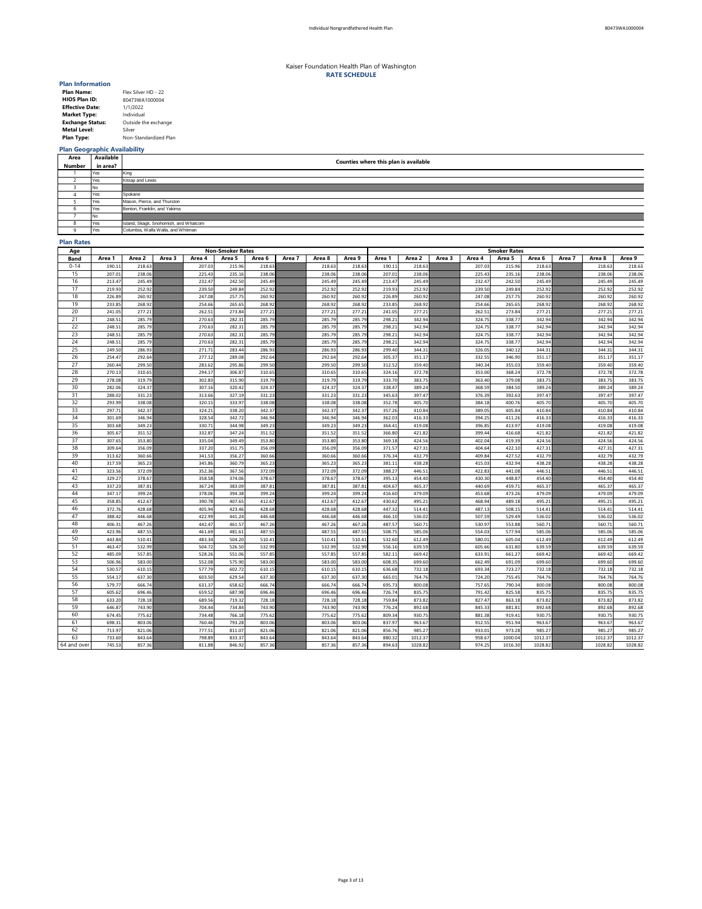Kaiser Foundation Health Plan of Washington

**RATE SCHEDULE**

### Plan Information

| | |
|---|---|
| **Plan Name:** | Flex Silver HD - 22 |
| **HIOS Plan ID:** | 80473WA1000004 |
| **Effective Date:** | 1/1/2022 |
| **Market Type:** | Individual |
| **Exchange Status:** | Outside the exchange |
| **Metal Level:** | Silver |
| **Plan Type:** | Non-Standardized Plan |

### Plan Geographic Availability

| Area Number | Available in area? | Counties where this plan is available |
|---|---|---|
| 1 | Yes | King |
| 2 | Yes | Kitsap and Lewis |
| 3 | No | |
| 4 | Yes | Spokane |
| 5 | Yes | Mason, Pierce, and Thurston |
| 6 | Yes | Benton, Franklin, and Yakima |
| 7 | No | |
| 8 | Yes | Island, Skagit, Snohomish, and Whatcom |
| 9 | Yes | Columbia, Walla Walla, and Whitman |

### Plan Rates

| Age | Non-Smoker Rates | | | | | | | | | Smoker Rates | | | | | | | | |
|---|---|---|---|---|---|---|---|---|---|---|---|---|---|---|---|---|---|---|
| Band | Area 1 | Area 2 | Area 3 | Area 4 | Area 5 | Area 6 | Area 7 | Area 8 | Area 9 | Area 1 | Area 2 | Area 3 | Area 4 | Area 5 | Area 6 | Area 7 | Area 8 | Area 9 |
| 0-14 | 190.11 | 218.63 | | 207.03 | 215.96 | 218.63 | | 218.63 | 218.63 | 190.11 | 218.63 | | 207.03 | 215.96 | 218.63 | | 218.63 | 218.63 |
| 15 | 207.01 | 238.06 | | 225.43 | 235.16 | 238.06 | | 238.06 | 238.06 | 207.01 | 238.06 | | 225.43 | 235.16 | 238.06 | | 238.06 | 238.06 |
| 16 | 213.47 | 245.49 | | 232.47 | 242.50 | 245.49 | | 245.49 | 245.49 | 213.47 | 245.49 | | 232.47 | 242.50 | 245.49 | | 245.49 | 245.49 |
| 17 | 219.93 | 252.92 | | 239.50 | 249.84 | 252.92 | | 252.92 | 252.92 | 219.93 | 252.92 | | 239.50 | 249.84 | 252.92 | | 252.92 | 252.92 |
| 18 | 226.89 | 260.92 | | 247.08 | 257.75 | 260.92 | | 260.92 | 260.92 | 226.89 | 260.92 | | 247.08 | 257.75 | 260.92 | | 260.92 | 260.92 |
| 19 | 233.85 | 268.92 | | 254.66 | 265.65 | 268.92 | | 268.92 | 268.92 | 233.85 | 268.92 | | 254.66 | 265.65 | 268.92 | | 268.92 | 268.92 |
| 20 | 241.05 | 277.21 | | 262.51 | 273.84 | 277.21 | | 277.21 | 277.21 | 241.05 | 277.21 | | 262.51 | 273.84 | 277.21 | | 277.21 | 277.21 |
| 21 | 248.51 | 285.79 | | 270.63 | 282.31 | 285.79 | | 285.79 | 285.79 | 298.21 | 342.94 | | 324.75 | 338.77 | 342.94 | | 342.94 | 342.94 |
| 22 | 248.51 | 285.79 | | 270.63 | 282.31 | 285.79 | | 285.79 | 285.79 | 298.21 | 342.94 | | 324.75 | 338.77 | 342.94 | | 342.94 | 342.94 |
| 23 | 248.51 | 285.79 | | 270.63 | 282.31 | 285.79 | | 285.79 | 285.79 | 298.21 | 342.94 | | 324.75 | 338.77 | 342.94 | | 342.94 | 342.94 |
| 24 | 248.51 | 285.79 | | 270.63 | 282.31 | 285.79 | | 285.79 | 285.79 | 298.21 | 342.94 | | 324.75 | 338.77 | 342.94 | | 342.94 | 342.94 |
| 25 | 249.50 | 286.93 | | 271.71 | 283.44 | 286.93 | | 286.93 | 286.93 | 299.40 | 344.31 | | 326.05 | 340.12 | 344.31 | | 344.31 | 344.31 |
| 26 | 254.47 | 292.64 | | 277.12 | 289.08 | 292.64 | | 292.64 | 292.64 | 305.37 | 351.17 | | 332.55 | 346.90 | 351.17 | | 351.17 | 351.17 |
| 27 | 260.44 | 299.50 | | 283.62 | 295.86 | 299.50 | | 299.50 | 299.50 | 312.52 | 359.40 | | 340.34 | 355.03 | 359.40 | | 359.40 | 359.40 |
| 28 | 270.13 | 310.65 | | 294.17 | 306.87 | 310.65 | | 310.65 | 310.65 | 324.16 | 372.78 | | 353.00 | 368.24 | 372.78 | | 372.78 | 372.78 |
| 29 | 278.08 | 319.79 | | 302.83 | 315.90 | 319.79 | | 319.79 | 319.79 | 333.70 | 383.75 | | 363.40 | 379.08 | 383.75 | | 383.75 | 383.75 |
| 30 | 282.06 | 324.37 | | 307.16 | 320.42 | 324.37 | | 324.37 | 324.37 | 338.47 | 389.24 | | 368.59 | 384.50 | 389.24 | | 389.24 | 389.24 |
| 31 | 288.02 | 331.23 | | 313.66 | 327.19 | 331.23 | | 331.23 | 331.23 | 345.63 | 397.47 | | 376.39 | 392.63 | 397.47 | | 397.47 | 397.47 |
| 32 | 293.99 | 338.08 | | 320.15 | 333.97 | 338.08 | | 338.08 | 338.08 | 352.78 | 405.70 | | 384.18 | 400.76 | 405.70 | | 405.70 | 405.70 |
| 33 | 297.71 | 342.37 | | 324.21 | 338.20 | 342.37 | | 342.37 | 342.37 | 357.26 | 410.84 | | 389.05 | 405.84 | 410.84 | | 410.84 | 410.84 |
| 34 | 301.69 | 346.94 | | 328.54 | 342.72 | 346.94 | | 346.94 | 346.94 | 362.03 | 416.33 | | 394.25 | 411.26 | 416.33 | | 416.33 | 416.33 |
| 35 | 303.68 | 349.23 | | 330.71 | 344.98 | 349.23 | | 349.23 | 349.23 | 364.41 | 419.08 | | 396.85 | 413.97 | 419.08 | | 419.08 | 419.08 |
| 36 | 305.67 | 351.52 | | 332.87 | 347.24 | 351.52 | | 351.52 | 351.52 | 366.80 | 421.82 | | 399.44 | 416.68 | 421.82 | | 421.82 | 421.82 |
| 37 | 307.65 | 353.80 | | 335.04 | 349.49 | 353.80 | | 353.80 | 353.80 | 369.18 | 424.56 | | 402.04 | 419.39 | 424.56 | | 424.56 | 424.56 |
| 38 | 309.64 | 356.09 | | 337.20 | 351.75 | 356.09 | | 356.09 | 356.09 | 371.57 | 427.31 | | 404.64 | 422.10 | 427.31 | | 427.31 | 427.31 |
| 39 | 313.62 | 360.66 | | 341.53 | 356.27 | 360.66 | | 360.66 | 360.66 | 376.34 | 432.79 | | 409.84 | 427.52 | 432.79 | | 432.79 | 432.79 |
| 40 | 317.59 | 365.23 | | 345.86 | 360.79 | 365.23 | | 365.23 | 365.23 | 381.11 | 438.28 | | 415.03 | 432.94 | 438.28 | | 438.28 | 438.28 |
| 41 | 323.56 | 372.09 | | 352.36 | 367.56 | 372.09 | | 372.09 | 372.09 | 388.27 | 446.51 | | 422.83 | 441.08 | 446.51 | | 446.51 | 446.51 |
| 42 | 329.27 | 378.67 | | 358.58 | 374.06 | 378.67 | | 378.67 | 378.67 | 395.13 | 454.40 | | 430.30 | 448.87 | 454.40 | | 454.40 | 454.40 |
| 43 | 337.23 | 387.81 | | 367.24 | 383.09 | 387.81 | | 387.81 | 387.81 | 404.67 | 465.37 | | 440.69 | 459.71 | 465.37 | | 465.37 | 465.37 |
| 44 | 347.17 | 399.24 | | 378.06 | 394.38 | 399.24 | | 399.24 | 399.24 | 416.60 | 479.09 | | 453.68 | 473.26 | 479.09 | | 479.09 | 479.09 |
| 45 | 358.85 | 412.67 | | 390.78 | 407.65 | 412.67 | | 412.67 | 412.67 | 430.62 | 495.21 | | 468.94 | 489.18 | 495.21 | | 495.21 | 495.21 |
| 46 | 372.76 | 428.68 | | 405.94 | 423.46 | 428.68 | | 428.68 | 428.68 | 447.32 | 514.41 | | 487.13 | 508.15 | 514.41 | | 514.41 | 514.41 |
| 47 | 388.42 | 446.68 | | 422.99 | 441.24 | 446.68 | | 446.68 | 446.68 | 466.10 | 536.02 | | 507.59 | 529.49 | 536.02 | | 536.02 | 536.02 |
| 48 | 406.31 | 467.26 | | 442.47 | 461.57 | 467.26 | | 467.26 | 467.26 | 487.57 | 560.71 | | 530.97 | 553.88 | 560.71 | | 560.71 | 560.71 |
| 49 | 423.96 | 487.55 | | 461.69 | 481.61 | 487.55 | | 487.55 | 487.55 | 508.75 | 585.06 | | 554.03 | 577.94 | 585.06 | | 585.06 | 585.06 |
| 50 | 443.84 | 510.41 | | 483.34 | 504.20 | 510.41 | | 510.41 | 510.41 | 532.60 | 612.49 | | 580.01 | 605.04 | 612.49 | | 612.49 | 612.49 |
| 51 | 463.47 | 532.99 | | 504.72 | 526.50 | 532.99 | | 532.99 | 532.99 | 556.16 | 639.59 | | 605.66 | 631.80 | 639.59 | | 639.59 | 639.59 |
| 52 | 485.09 | 557.85 | | 528.26 | 551.06 | 557.85 | | 557.85 | 557.85 | 582.11 | 669.42 | | 633.91 | 661.27 | 669.42 | | 669.42 | 669.42 |
| 53 | 506.96 | 583.00 | | 552.08 | 575.90 | 583.00 | | 583.00 | 583.00 | 608.35 | 699.60 | | 662.49 | 691.09 | 699.60 | | 699.60 | 699.60 |
| 54 | 530.57 | 610.15 | | 577.79 | 602.72 | 610.15 | | 610.15 | 610.15 | 636.68 | 732.18 | | 693.34 | 723.27 | 732.18 | | 732.18 | 732.18 |
| 55 | 554.17 | 637.30 | | 603.50 | 629.54 | 637.30 | | 637.30 | 637.30 | 665.01 | 764.76 | | 724.20 | 755.45 | 764.76 | | 764.76 | 764.76 |
| 56 | 579.77 | 666.74 | | 631.37 | 658.62 | 666.74 | | 666.74 | 666.74 | 695.73 | 800.08 | | 757.65 | 790.34 | 800.08 | | 800.08 | 800.08 |
| 57 | 605.62 | 696.46 | | 659.52 | 687.98 | 696.46 | | 696.46 | 696.46 | 726.74 | 835.75 | | 791.42 | 825.58 | 835.75 | | 835.75 | 835.75 |
| 58 | 633.20 | 728.18 | | 689.56 | 719.32 | 728.18 | | 728.18 | 728.18 | 759.84 | 873.82 | | 827.47 | 863.18 | 873.82 | | 873.82 | 873.82 |
| 59 | 646.87 | 743.90 | | 704.44 | 734.84 | 743.90 | | 743.90 | 743.90 | 776.24 | 892.68 | | 845.33 | 881.81 | 892.68 | | 892.68 | 892.68 |
| 60 | 674.45 | 775.62 | | 734.48 | 766.18 | 775.62 | | 775.62 | 775.62 | 809.34 | 930.75 | | 881.38 | 919.41 | 930.75 | | 930.75 | 930.75 |
| 61 | 698.31 | 803.06 | | 760.46 | 793.28 | 803.06 | | 803.06 | 803.06 | 837.97 | 963.67 | | 912.55 | 951.94 | 963.67 | | 963.67 | 963.67 |
| 62 | 713.97 | 821.06 | | 777.51 | 811.07 | 821.06 | | 821.06 | 821.06 | 856.76 | 985.27 | | 933.01 | 973.28 | 985.27 | | 985.27 | 985.27 |
| 63 | 733.60 | 843.64 | | 798.89 | 833.37 | 843.64 | | 843.64 | 843.64 | 880.32 | 1012.37 | | 958.67 | 1000.04 | 1012.37 | | 1012.37 | 1012.37 |
| 64 and over | 745.53 | 857.36 | | 811.88 | 846.92 | 857.36 | | 857.36 | 857.36 | 894.63 | 1028.82 | | 974.25 | 1016.30 | 1028.82 | | 1028.82 | 1028.82 |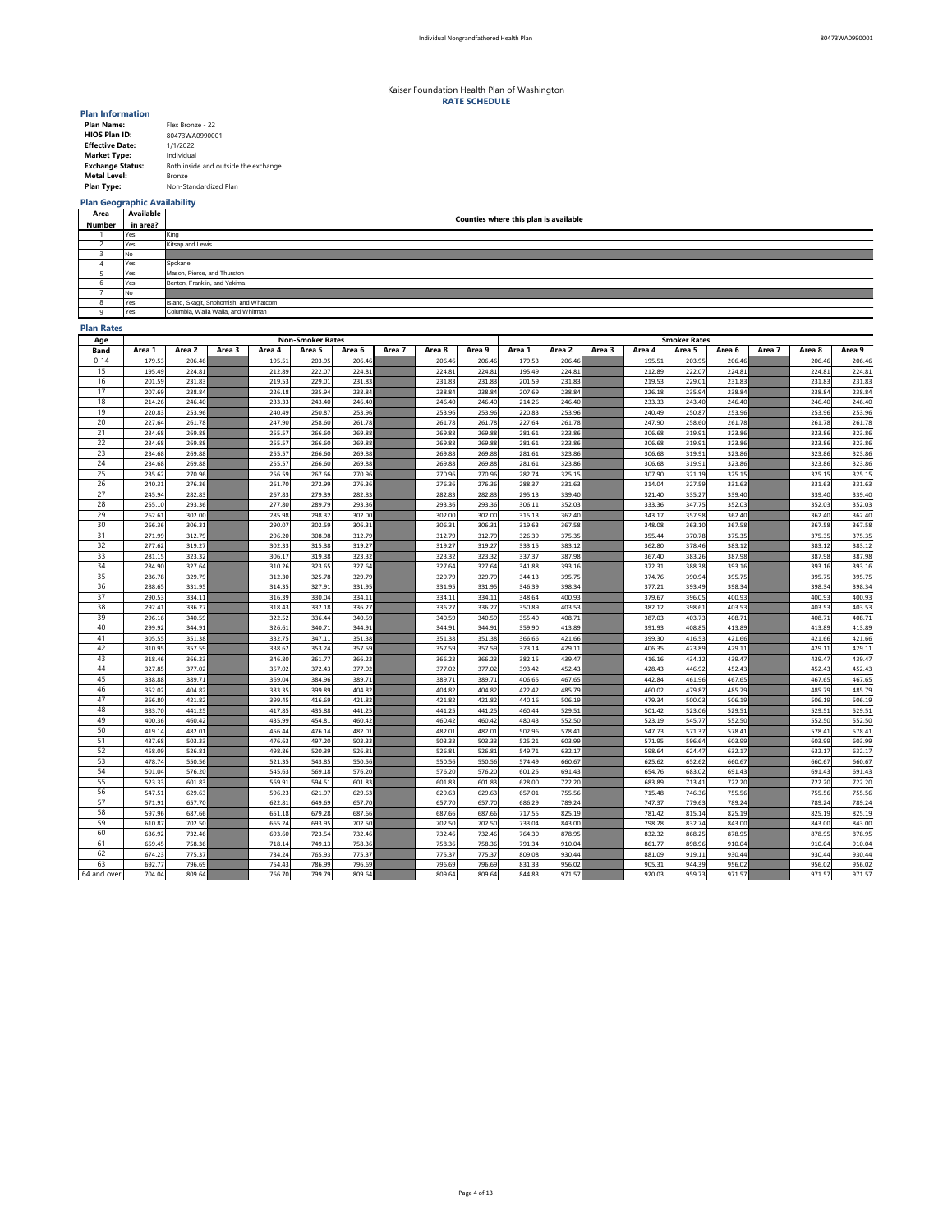Kaiser Foundation Health Plan of Washington
**RATE SCHEDULE**

### Plan Information

| | |
|---|---|
| **Plan Name:** | Flex Bronze - 22 |
| **HIOS Plan ID:** | 80473WA0990001 |
| **Effective Date:** | 1/1/2022 |
| **Market Type:** | Individual |
| **Exchange Status:** | Both inside and outside the exchange |
| **Metal Level:** | Bronze |
| **Plan Type:** | Non-Standardized Plan |

### Plan Geographic Availability

| Area Number | Available in area? | Counties where this plan is available |
|---|---|---|
| 1 | Yes | King |
| 2 | Yes | Kitsap and Lewis |
| 3 | No | |
| 4 | Yes | Spokane |
| 5 | Yes | Mason, Pierce, and Thurston |
| 6 | Yes | Benton, Franklin, and Yakima |
| 7 | No | |
| 8 | Yes | Island, Skagit, Snohomish, and Whatcom |
| 9 | Yes | Columbia, Walla Walla, and Whitman |

### Plan Rates

| Age | Non-Smoker Rates | | | | | | | | | Smoker Rates | | | | | | | | |
|---|---|---|---|---|---|---|---|---|---|---|---|---|---|---|---|---|---|---|
| Band | Area 1 | Area 2 | Area 3 | Area 4 | Area 5 | Area 6 | Area 7 | Area 8 | Area 9 | Area 1 | Area 2 | Area 3 | Area 4 | Area 5 | Area 6 | Area 7 | Area 8 | Area 9 |
| 0-14 | 179.53 | 206.46 | | 195.51 | 203.95 | 206.46 | | 206.46 | 206.46 | 179.53 | 206.46 | | 195.51 | 203.95 | 206.46 | | 206.46 | 206.46 |
| 15 | 195.49 | 224.81 | | 212.89 | 222.07 | 224.81 | | 224.81 | 224.81 | 195.49 | 224.81 | | 212.89 | 222.07 | 224.81 | | 224.81 | 224.81 |
| 16 | 201.59 | 231.83 | | 219.53 | 229.01 | 231.83 | | 231.83 | 231.83 | 201.59 | 231.83 | | 219.53 | 229.01 | 231.83 | | 231.83 | 231.83 |
| 17 | 207.69 | 238.84 | | 226.18 | 235.94 | 238.84 | | 238.84 | 238.84 | 207.69 | 238.84 | | 226.18 | 235.94 | 238.84 | | 238.84 | 238.84 |
| 18 | 214.26 | 246.40 | | 233.33 | 243.40 | 246.40 | | 246.40 | 246.40 | 214.26 | 246.40 | | 233.33 | 243.40 | 246.40 | | 246.40 | 246.40 |
| 19 | 220.83 | 253.96 | | 240.49 | 250.87 | 253.96 | | 253.96 | 253.96 | 220.83 | 253.96 | | 240.49 | 250.87 | 253.96 | | 253.96 | 253.96 |
| 20 | 227.64 | 261.78 | | 247.90 | 258.60 | 261.78 | | 261.78 | 261.78 | 227.64 | 261.78 | | 247.90 | 258.60 | 261.78 | | 261.78 | 261.78 |
| 21 | 234.68 | 269.88 | | 255.57 | 266.60 | 269.88 | | 269.88 | 269.88 | 281.61 | 323.86 | | 306.68 | 319.91 | 323.86 | | 323.86 | 323.86 |
| 22 | 234.68 | 269.88 | | 255.57 | 266.60 | 269.88 | | 269.88 | 269.88 | 281.61 | 323.86 | | 306.68 | 319.91 | 323.86 | | 323.86 | 323.86 |
| 23 | 234.68 | 269.88 | | 255.57 | 266.60 | 269.88 | | 269.88 | 269.88 | 281.61 | 323.86 | | 306.68 | 319.91 | 323.86 | | 323.86 | 323.86 |
| 24 | 234.68 | 269.88 | | 255.57 | 266.60 | 269.88 | | 269.88 | 269.88 | 281.61 | 323.86 | | 306.68 | 319.91 | 323.86 | | 323.86 | 323.86 |
| 25 | 235.62 | 270.96 | | 256.59 | 267.66 | 270.96 | | 270.96 | 270.96 | 282.74 | 325.15 | | 307.90 | 321.19 | 325.15 | | 325.15 | 325.15 |
| 26 | 240.31 | 276.36 | | 261.70 | 272.99 | 276.36 | | 276.36 | 276.36 | 288.37 | 331.63 | | 314.04 | 327.59 | 331.63 | | 331.63 | 331.63 |
| 27 | 245.94 | 282.83 | | 267.83 | 279.39 | 282.83 | | 282.83 | 282.83 | 295.13 | 339.40 | | 321.40 | 335.27 | 339.40 | | 339.40 | 339.40 |
| 28 | 255.10 | 293.36 | | 277.80 | 289.79 | 293.36 | | 293.36 | 293.36 | 306.11 | 352.03 | | 333.36 | 347.75 | 352.03 | | 352.03 | 352.03 |
| 29 | 262.61 | 302.00 | | 285.98 | 298.32 | 302.00 | | 302.00 | 302.00 | 315.13 | 362.40 | | 343.17 | 357.98 | 362.40 | | 362.40 | 362.40 |
| 30 | 266.36 | 306.31 | | 290.07 | 302.59 | 306.31 | | 306.31 | 306.31 | 319.63 | 367.58 | | 348.08 | 363.10 | 367.58 | | 367.58 | 367.58 |
| 31 | 271.99 | 312.79 | | 296.20 | 308.98 | 312.79 | | 312.79 | 312.79 | 326.39 | 375.35 | | 355.44 | 370.78 | 375.35 | | 375.35 | 375.35 |
| 32 | 277.62 | 319.27 | | 302.33 | 315.38 | 319.27 | | 319.27 | 319.27 | 333.15 | 383.12 | | 362.80 | 378.46 | 383.12 | | 383.12 | 383.12 |
| 33 | 281.15 | 323.32 | | 306.17 | 319.38 | 323.32 | | 323.32 | 323.32 | 337.37 | 387.98 | | 367.40 | 383.26 | 387.98 | | 387.98 | 387.98 |
| 34 | 284.90 | 327.64 | | 310.26 | 323.65 | 327.64 | | 327.64 | 327.64 | 341.88 | 393.16 | | 372.31 | 388.38 | 393.16 | | 393.16 | 393.16 |
| 35 | 286.78 | 329.79 | | 312.30 | 325.78 | 329.79 | | 329.79 | 329.79 | 344.13 | 395.75 | | 374.76 | 390.94 | 395.75 | | 395.75 | 395.75 |
| 36 | 288.65 | 331.95 | | 314.35 | 327.91 | 331.95 | | 331.95 | 331.95 | 346.39 | 398.34 | | 377.21 | 393.49 | 398.34 | | 398.34 | 398.34 |
| 37 | 290.53 | 334.11 | | 316.39 | 330.04 | 334.11 | | 334.11 | 334.11 | 348.64 | 400.93 | | 379.67 | 396.05 | 400.93 | | 400.93 | 400.93 |
| 38 | 292.41 | 336.27 | | 318.43 | 332.18 | 336.27 | | 336.27 | 336.27 | 350.89 | 403.53 | | 382.12 | 398.61 | 403.53 | | 403.53 | 403.53 |
| 39 | 296.16 | 340.59 | | 322.52 | 336.44 | 340.59 | | 340.59 | 340.59 | 355.40 | 408.71 | | 387.03 | 403.73 | 408.71 | | 408.71 | 408.71 |
| 40 | 299.92 | 344.91 | | 326.61 | 340.71 | 344.91 | | 344.91 | 344.91 | 359.90 | 413.89 | | 391.93 | 408.85 | 413.89 | | 413.89 | 413.89 |
| 41 | 305.55 | 351.38 | | 332.75 | 347.11 | 351.38 | | 351.38 | 351.38 | 366.66 | 421.66 | | 399.30 | 416.53 | 421.66 | | 421.66 | 421.66 |
| 42 | 310.95 | 357.59 | | 338.62 | 353.24 | 357.59 | | 357.59 | 357.59 | 373.14 | 429.11 | | 406.35 | 423.89 | 429.11 | | 429.11 | 429.11 |
| 43 | 318.46 | 366.23 | | 346.80 | 361.77 | 366.23 | | 366.23 | 366.23 | 382.15 | 439.47 | | 416.16 | 434.12 | 439.47 | | 439.47 | 439.47 |
| 44 | 327.85 | 377.02 | | 357.02 | 372.43 | 377.02 | | 377.02 | 377.02 | 393.42 | 452.43 | | 428.43 | 446.92 | 452.43 | | 452.43 | 452.43 |
| 45 | 338.88 | 389.71 | | 369.04 | 384.96 | 389.71 | | 389.71 | 389.71 | 406.65 | 467.65 | | 442.84 | 461.96 | 467.65 | | 467.65 | 467.65 |
| 46 | 352.02 | 404.82 | | 383.35 | 399.89 | 404.82 | | 404.82 | 404.82 | 422.42 | 485.79 | | 460.02 | 479.87 | 485.79 | | 485.79 | 485.79 |
| 47 | 366.80 | 421.82 | | 399.45 | 416.69 | 421.82 | | 421.82 | 421.82 | 440.16 | 506.19 | | 479.34 | 500.03 | 506.19 | | 506.19 | 506.19 |
| 48 | 383.70 | 441.25 | | 417.85 | 435.88 | 441.25 | | 441.25 | 441.25 | 460.44 | 529.51 | | 501.42 | 523.06 | 529.51 | | 529.51 | 529.51 |
| 49 | 400.36 | 460.42 | | 435.99 | 454.81 | 460.42 | | 460.42 | 460.42 | 480.43 | 552.50 | | 523.19 | 545.77 | 552.50 | | 552.50 | 552.50 |
| 50 | 419.14 | 482.01 | | 456.44 | 476.14 | 482.01 | | 482.01 | 482.01 | 502.96 | 578.41 | | 547.73 | 571.37 | 578.41 | | 578.41 | 578.41 |
| 51 | 437.68 | 503.33 | | 476.63 | 497.20 | 503.33 | | 503.33 | 503.33 | 525.21 | 603.99 | | 571.95 | 596.64 | 603.99 | | 603.99 | 603.99 |
| 52 | 458.09 | 526.81 | | 498.86 | 520.39 | 526.81 | | 526.81 | 526.81 | 549.71 | 632.17 | | 598.64 | 624.47 | 632.17 | | 632.17 | 632.17 |
| 53 | 478.74 | 550.56 | | 521.35 | 543.85 | 550.56 | | 550.56 | 550.56 | 574.49 | 660.67 | | 625.62 | 652.62 | 660.67 | | 660.67 | 660.67 |
| 54 | 501.04 | 576.20 | | 545.63 | 569.18 | 576.20 | | 576.20 | 576.20 | 601.25 | 691.43 | | 654.76 | 683.02 | 691.43 | | 691.43 | 691.43 |
| 55 | 523.33 | 601.83 | | 569.91 | 594.51 | 601.83 | | 601.83 | 601.83 | 628.00 | 722.20 | | 683.89 | 713.41 | 722.20 | | 722.20 | 722.20 |
| 56 | 547.51 | 629.63 | | 596.23 | 621.97 | 629.63 | | 629.63 | 629.63 | 657.01 | 755.56 | | 715.48 | 746.36 | 755.56 | | 755.56 | 755.56 |
| 57 | 571.91 | 657.70 | | 622.81 | 649.69 | 657.70 | | 657.70 | 657.70 | 686.29 | 789.24 | | 747.37 | 779.63 | 789.24 | | 789.24 | 789.24 |
| 58 | 597.96 | 687.66 | | 651.18 | 679.28 | 687.66 | | 687.66 | 687.66 | 717.55 | 825.19 | | 781.42 | 815.14 | 825.19 | | 825.19 | 825.19 |
| 59 | 610.87 | 702.50 | | 665.24 | 693.95 | 702.50 | | 702.50 | 702.50 | 733.04 | 843.00 | | 798.28 | 832.74 | 843.00 | | 843.00 | 843.00 |
| 60 | 636.92 | 732.46 | | 693.60 | 723.54 | 732.46 | | 732.46 | 732.46 | 764.30 | 878.95 | | 832.32 | 868.25 | 878.95 | | 878.95 | 878.95 |
| 61 | 659.45 | 758.36 | | 718.14 | 749.13 | 758.36 | | 758.36 | 758.36 | 791.34 | 910.04 | | 861.77 | 898.96 | 910.04 | | 910.04 | 910.04 |
| 62 | 674.23 | 775.37 | | 734.24 | 765.93 | 775.37 | | 775.37 | 775.37 | 809.08 | 930.44 | | 881.09 | 919.11 | 930.44 | | 930.44 | 930.44 |
| 63 | 692.77 | 796.69 | | 754.43 | 786.99 | 796.69 | | 796.69 | 796.69 | 831.33 | 956.02 | | 905.31 | 944.39 | 956.02 | | 956.02 | 956.02 |
| 64 and over | 704.04 | 809.64 | | 766.70 | 799.79 | 809.64 | | 809.64 | 809.64 | 844.83 | 971.57 | | 920.03 | 959.73 | 971.57 | | 971.57 | 971.57 |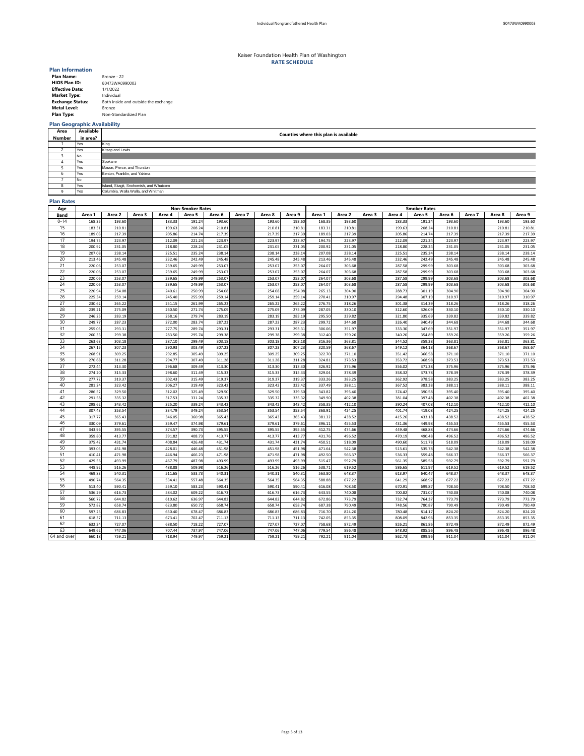Kaiser Foundation Health Plan of Washington
**RATE SCHEDULE**

### Plan Information

| | |
|---|---|
| **Plan Name:** | Bronze - 22 |
| **HIOS Plan ID:** | 80473WA0990003 |
| **Effective Date:** | 1/1/2022 |
| **Market Type:** | Individual |
| **Exchange Status:** | Both inside and outside the exchange |
| **Metal Level:** | Bronze |
| **Plan Type:** | Non-Standardized Plan |

### Plan Geographic Availability

| Area Number | Available in area? | Counties where this plan is available |
|---|---|---|
| 1 | Yes | King |
| 2 | Yes | Kitsap and Lewis |
| 3 | No | |
| 4 | Yes | Spokane |
| 5 | Yes | Mason, Pierce, and Thurston |
| 6 | Yes | Benton, Franklin, and Yakima |
| 7 | No | |
| 8 | Yes | Island, Skagit, Snohomish, and Whatcom |
| 9 | Yes | Columbia, Walla Walla, and Whitman |

### Plan Rates

| Age | Non-Smoker Rates | | | | | | | | | Smoker Rates | | | | | | | | |
|---|---|---|---|---|---|---|---|---|---|---|---|---|---|---|---|---|---|---|
| Band | Area 1 | Area 2 | Area 3 | Area 4 | Area 5 | Area 6 | Area 7 | Area 8 | Area 9 | Area 1 | Area 2 | Area 3 | Area 4 | Area 5 | Area 6 | Area 7 | Area 8 | Area 9 |
| 0-14 | 168.35 | 193.60 | | 183.33 | 191.24 | 193.60 | | 193.60 | 193.60 | 168.35 | 193.60 | | 183.33 | 191.24 | 193.60 | | 193.60 | 193.60 |
| 15 | 183.31 | 210.81 | | 199.63 | 208.24 | 210.81 | | 210.81 | 210.81 | 183.31 | 210.81 | | 199.63 | 208.24 | 210.81 | | 210.81 | 210.81 |
| 16 | 189.03 | 217.39 | | 205.86 | 214.74 | 217.39 | | 217.39 | 217.39 | 189.03 | 217.39 | | 205.86 | 214.74 | 217.39 | | 217.39 | 217.39 |
| 17 | 194.75 | 223.97 | | 212.09 | 221.24 | 223.97 | | 223.97 | 223.97 | 194.75 | 223.97 | | 212.09 | 221.24 | 223.97 | | 223.97 | 223.97 |
| 18 | 200.92 | 231.05 | | 218.80 | 228.24 | 231.05 | | 231.05 | 231.05 | 200.92 | 231.05 | | 218.80 | 228.24 | 231.05 | | 231.05 | 231.05 |
| 19 | 207.08 | 238.14 | | 225.51 | 235.24 | 238.14 | | 238.14 | 238.14 | 207.08 | 238.14 | | 225.51 | 235.24 | 238.14 | | 238.14 | 238.14 |
| 20 | 213.46 | 245.48 | | 232.46 | 242.49 | 245.48 | | 245.48 | 245.48 | 213.46 | 245.48 | | 232.46 | 242.49 | 245.48 | | 245.48 | 245.48 |
| 21 | 220.06 | 253.07 | | 239.65 | 249.99 | 253.07 | | 253.07 | 253.07 | 264.07 | 303.68 | | 287.58 | 299.99 | 303.68 | | 303.68 | 303.68 |
| 22 | 220.06 | 253.07 | | 239.65 | 249.99 | 253.07 | | 253.07 | 253.07 | 264.07 | 303.68 | | 287.58 | 299.99 | 303.68 | | 303.68 | 303.68 |
| 23 | 220.06 | 253.07 | | 239.65 | 249.99 | 253.07 | | 253.07 | 253.07 | 264.07 | 303.68 | | 287.58 | 299.99 | 303.68 | | 303.68 | 303.68 |
| 24 | 220.06 | 253.07 | | 239.65 | 249.99 | 253.07 | | 253.07 | 253.07 | 264.07 | 303.68 | | 287.58 | 299.99 | 303.68 | | 303.68 | 303.68 |
| 25 | 220.94 | 254.08 | | 240.61 | 250.99 | 254.08 | | 254.08 | 254.08 | 265.13 | 304.90 | | 288.73 | 301.19 | 304.90 | | 304.90 | 304.90 |
| 26 | 225.34 | 259.14 | | 245.40 | 255.99 | 259.14 | | 259.14 | 259.14 | 270.41 | 310.97 | | 294.48 | 307.19 | 310.97 | | 310.97 | 310.97 |
| 27 | 230.62 | 265.22 | | 251.15 | 261.99 | 265.22 | | 265.22 | 265.22 | 276.75 | 318.26 | | 301.38 | 314.39 | 318.26 | | 318.26 | 318.26 |
| 28 | 239.21 | 275.09 | | 260.50 | 271.74 | 275.09 | | 275.09 | 275.09 | 287.05 | 330.10 | | 312.60 | 326.09 | 330.10 | | 330.10 | 330.10 |
| 29 | 246.25 | 283.19 | | 268.16 | 279.74 | 283.19 | | 283.19 | 283.19 | 295.50 | 339.82 | | 321.80 | 335.69 | 339.82 | | 339.82 | 339.82 |
| 30 | 249.77 | 287.23 | | 272.00 | 283.74 | 287.23 | | 287.23 | 287.23 | 299.72 | 344.68 | | 326.40 | 340.49 | 344.68 | | 344.68 | 344.68 |
| 31 | 255.05 | 293.31 | | 277.75 | 289.74 | 293.31 | | 293.31 | 293.31 | 306.06 | 351.97 | | 333.30 | 347.69 | 351.97 | | 351.97 | 351.97 |
| 32 | 260.33 | 299.38 | | 283.50 | 295.74 | 299.38 | | 299.38 | 299.38 | 312.40 | 359.26 | | 340.20 | 354.89 | 359.26 | | 359.26 | 359.26 |
| 33 | 263.63 | 303.18 | | 287.10 | 299.49 | 303.18 | | 303.18 | 303.18 | 316.36 | 363.81 | | 344.52 | 359.38 | 363.81 | | 363.81 | 363.81 |
| 34 | 267.15 | 307.23 | | 290.93 | 303.49 | 307.23 | | 307.23 | 307.23 | 320.59 | 368.67 | | 349.12 | 364.18 | 368.67 | | 368.67 | 368.67 |
| 35 | 268.91 | 309.25 | | 292.85 | 305.49 | 309.25 | | 309.25 | 309.25 | 322.70 | 371.10 | | 351.42 | 366.58 | 371.10 | | 371.10 | 371.10 |
| 36 | 270.68 | 311.28 | | 294.77 | 307.49 | 311.28 | | 311.28 | 311.28 | 324.81 | 373.53 | | 353.72 | 368.98 | 373.53 | | 373.53 | 373.53 |
| 37 | 272.44 | 313.30 | | 296.68 | 309.49 | 313.30 | | 313.30 | 313.30 | 326.92 | 375.96 | | 356.02 | 371.38 | 375.96 | | 375.96 | 375.96 |
| 38 | 274.20 | 315.33 | | 298.60 | 311.49 | 315.33 | | 315.33 | 315.33 | 329.04 | 378.39 | | 358.32 | 373.78 | 378.39 | | 378.39 | 378.39 |
| 39 | 277.72 | 319.37 | | 302.43 | 315.49 | 319.37 | | 319.37 | 319.37 | 333.26 | 383.25 | | 362.92 | 378.58 | 383.25 | | 383.25 | 383.25 |
| 40 | 281.24 | 323.42 | | 306.27 | 319.49 | 323.42 | | 323.42 | 323.42 | 337.49 | 388.11 | | 367.52 | 383.38 | 388.11 | | 388.11 | 388.11 |
| 41 | 286.52 | 329.50 | | 312.02 | 325.49 | 329.50 | | 329.50 | 329.50 | 343.82 | 395.40 | | 374.42 | 390.58 | 395.40 | | 395.40 | 395.40 |
| 42 | 291.58 | 335.32 | | 317.53 | 331.24 | 335.32 | | 335.32 | 335.32 | 349.90 | 402.38 | | 381.04 | 397.48 | 402.38 | | 402.38 | 402.38 |
| 43 | 298.62 | 343.42 | | 325.20 | 339.24 | 343.42 | | 343.42 | 343.42 | 358.35 | 412.10 | | 390.24 | 407.08 | 412.10 | | 412.10 | 412.10 |
| 44 | 307.43 | 353.54 | | 334.79 | 349.24 | 353.54 | | 353.54 | 353.54 | 368.91 | 424.25 | | 401.74 | 419.08 | 424.25 | | 424.25 | 424.25 |
| 45 | 317.77 | 365.43 | | 346.05 | 360.98 | 365.43 | | 365.43 | 365.43 | 381.32 | 438.52 | | 415.26 | 433.18 | 438.52 | | 438.52 | 438.52 |
| 46 | 330.09 | 379.61 | | 359.47 | 374.98 | 379.61 | | 379.61 | 379.61 | 396.11 | 455.53 | | 431.36 | 449.98 | 455.53 | | 455.53 | 455.53 |
| 47 | 343.96 | 395.55 | | 374.57 | 390.73 | 395.55 | | 395.55 | 395.55 | 412.75 | 474.66 | | 449.48 | 468.88 | 474.66 | | 474.66 | 474.66 |
| 48 | 359.80 | 413.77 | | 391.82 | 408.73 | 413.77 | | 413.77 | 413.77 | 431.76 | 496.52 | | 470.19 | 490.48 | 496.52 | | 496.52 | 496.52 |
| 49 | 375.42 | 431.74 | | 408.84 | 426.48 | 431.74 | | 431.74 | 431.74 | 450.51 | 518.09 | | 490.60 | 511.78 | 518.09 | | 518.09 | 518.09 |
| 50 | 393.03 | 451.98 | | 428.01 | 446.48 | 451.98 | | 451.98 | 451.98 | 471.64 | 542.38 | | 513.61 | 535.78 | 542.38 | | 542.38 | 542.38 |
| 51 | 410.41 | 471.98 | | 446.94 | 466.23 | 471.98 | | 471.98 | 471.98 | 492.50 | 566.37 | | 536.33 | 559.48 | 566.37 | | 566.37 | 566.37 |
| 52 | 429.56 | 493.99 | | 467.79 | 487.98 | 493.99 | | 493.99 | 493.99 | 515.47 | 592.79 | | 561.35 | 585.58 | 592.79 | | 592.79 | 592.79 |
| 53 | 448.92 | 516.26 | | 488.88 | 509.98 | 516.26 | | 516.26 | 516.26 | 538.71 | 619.52 | | 586.65 | 611.97 | 619.52 | | 619.52 | 619.52 |
| 54 | 469.83 | 540.31 | | 511.65 | 533.73 | 540.31 | | 540.31 | 540.31 | 563.80 | 648.37 | | 613.97 | 640.47 | 648.37 | | 648.37 | 648.37 |
| 55 | 490.74 | 564.35 | | 534.41 | 557.48 | 564.35 | | 564.35 | 564.35 | 588.88 | 677.22 | | 641.29 | 668.97 | 677.22 | | 677.22 | 677.22 |
| 56 | 513.40 | 590.41 | | 559.10 | 583.23 | 590.41 | | 590.41 | 590.41 | 616.08 | 708.50 | | 670.91 | 699.87 | 708.50 | | 708.50 | 708.50 |
| 57 | 536.29 | 616.73 | | 584.02 | 609.22 | 616.73 | | 616.73 | 616.73 | 643.55 | 740.08 | | 700.82 | 731.07 | 740.08 | | 740.08 | 740.08 |
| 58 | 560.72 | 644.82 | | 610.62 | 636.97 | 644.82 | | 644.82 | 644.82 | 672.86 | 773.79 | | 732.74 | 764.37 | 773.79 | | 773.79 | 773.79 |
| 59 | 572.82 | 658.74 | | 623.80 | 650.72 | 658.74 | | 658.74 | 658.74 | 687.38 | 790.49 | | 748.56 | 780.87 | 790.49 | | 790.49 | 790.49 |
| 60 | 597.25 | 686.83 | | 650.40 | 678.47 | 686.83 | | 686.83 | 686.83 | 716.70 | 824.20 | | 780.48 | 814.17 | 824.20 | | 824.20 | 824.20 |
| 61 | 618.37 | 711.13 | | 673.41 | 702.47 | 711.13 | | 711.13 | 711.13 | 742.05 | 853.35 | | 808.09 | 842.96 | 853.35 | | 853.35 | 853.35 |
| 62 | 632.24 | 727.07 | | 688.50 | 718.22 | 727.07 | | 727.07 | 727.07 | 758.68 | 872.49 | | 826.21 | 861.86 | 872.49 | | 872.49 | 872.49 |
| 63 | 649.62 | 747.06 | | 707.44 | 737.97 | 747.06 | | 747.06 | 747.06 | 779.54 | 896.48 | | 848.92 | 885.56 | 896.48 | | 896.48 | 896.48 |
| 64 and over | 660.18 | 759.21 | | 718.94 | 749.97 | 759.21 | | 759.21 | 759.21 | 792.21 | 911.04 | | 862.73 | 899.96 | 911.04 | | 911.04 | 911.04 |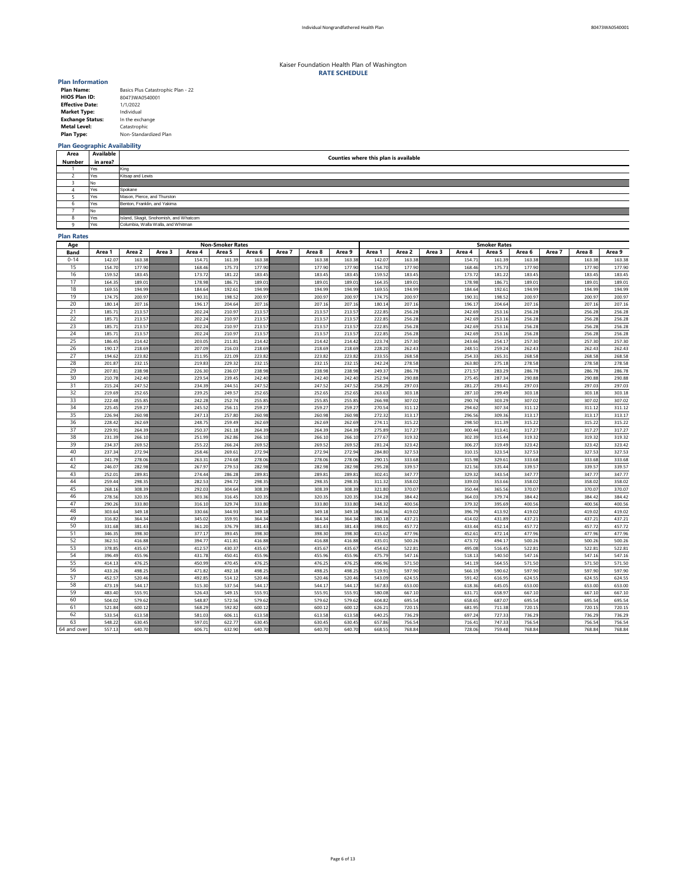Individual Nongrandfathered Health Plan

80473WA0540001

# Kaiser Foundation Health Plan of Washington
## RATE SCHEDULE

### Plan Information

| | |
|---|---|
| **Plan Name:** | Basics Plus Catastrophic Plan - 22 |
| **HIOS Plan ID:** | 80473WA0540001 |
| **Effective Date:** | 1/1/2022 |
| **Market Type:** | Individual |
| **Exchange Status:** | In the exchange |
| **Metal Level:** | Catastrophic |
| **Plan Type:** | Non-Standardized Plan |

### Plan Geographic Availability

| Area Number | Available in area? | Counties where this plan is available |
|---|---|---|
| 1 | Yes | King |
| 2 | Yes | Kitsap and Lewis |
| 3 | No | |
| 4 | Yes | Spokane |
| 5 | Yes | Mason, Pierce, and Thurston |
| 6 | Yes | Benton, Franklin, and Yakima |
| 7 | No | |
| 8 | Yes | Island, Skagit, Snohomish, and Whatcom |
| 9 | Yes | Columbia, Walla Walla, and Whitman |

### Plan Rates

| Age | Non-Smoker Rates | | | | | | | | | Smoker Rates | | | | | | | | |
|---|---|---|---|---|---|---|---|---|---|---|---|---|---|---|---|---|---|---|
| Band | Area 1 | Area 2 | Area 3 | Area 4 | Area 5 | Area 6 | Area 7 | Area 8 | Area 9 | Area 1 | Area 2 | Area 3 | Area 4 | Area 5 | Area 6 | Area 7 | Area 8 | Area 9 |
| 0-14 | 142.07 | 163.38 | | 154.71 | 161.39 | 163.38 | | 163.38 | 163.38 | 142.07 | 163.38 | | 154.71 | 161.39 | 163.38 | | 163.38 | 163.38 |
| 15 | 154.70 | 177.90 | | 168.46 | 175.73 | 177.90 | | 177.90 | 177.90 | 154.70 | 177.90 | | 168.46 | 175.73 | 177.90 | | 177.90 | 177.90 |
| 16 | 159.52 | 183.45 | | 173.72 | 181.22 | 183.45 | | 183.45 | 183.45 | 159.52 | 183.45 | | 173.72 | 181.22 | 183.45 | | 183.45 | 183.45 |
| 17 | 164.35 | 189.01 | | 178.98 | 186.71 | 189.01 | | 189.01 | 189.01 | 164.35 | 189.01 | | 178.98 | 186.71 | 189.01 | | 189.01 | 189.01 |
| 18 | 169.55 | 194.99 | | 184.64 | 192.61 | 194.99 | | 194.99 | 194.99 | 169.55 | 194.99 | | 184.64 | 192.61 | 194.99 | | 194.99 | 194.99 |
| 19 | 174.75 | 200.97 | | 190.31 | 198.52 | 200.97 | | 200.97 | 200.97 | 174.75 | 200.97 | | 190.31 | 198.52 | 200.97 | | 200.97 | 200.97 |
| 20 | 180.14 | 207.16 | | 196.17 | 204.64 | 207.16 | | 207.16 | 207.16 | 180.14 | 207.16 | | 196.17 | 204.64 | 207.16 | | 207.16 | 207.16 |
| 21 | 185.71 | 213.57 | | 202.24 | 210.97 | 213.57 | | 213.57 | 213.57 | 222.85 | 256.28 | | 242.69 | 253.16 | 256.28 | | 256.28 | 256.28 |
| 22 | 185.71 | 213.57 | | 202.24 | 210.97 | 213.57 | | 213.57 | 213.57 | 222.85 | 256.28 | | 242.69 | 253.16 | 256.28 | | 256.28 | 256.28 |
| 23 | 185.71 | 213.57 | | 202.24 | 210.97 | 213.57 | | 213.57 | 213.57 | 222.85 | 256.28 | | 242.69 | 253.16 | 256.28 | | 256.28 | 256.28 |
| 24 | 185.71 | 213.57 | | 202.24 | 210.97 | 213.57 | | 213.57 | 213.57 | 222.85 | 256.28 | | 242.69 | 253.16 | 256.28 | | 256.28 | 256.28 |
| 25 | 186.45 | 214.42 | | 203.05 | 211.81 | 214.42 | | 214.42 | 214.42 | 223.74 | 257.30 | | 243.66 | 254.17 | 257.30 | | 257.30 | 257.30 |
| 26 | 190.17 | 218.69 | | 207.09 | 216.03 | 218.69 | | 218.69 | 218.69 | 228.20 | 262.43 | | 248.51 | 259.24 | 262.43 | | 262.43 | 262.43 |
| 27 | 194.62 | 223.82 | | 211.95 | 221.09 | 223.82 | | 223.82 | 223.82 | 233.55 | 268.58 | | 254.33 | 265.31 | 268.58 | | 268.58 | 268.58 |
| 28 | 201.87 | 232.15 | | 219.83 | 229.32 | 232.15 | | 232.15 | 232.15 | 242.24 | 278.58 | | 263.80 | 275.18 | 278.58 | | 278.58 | 278.58 |
| 29 | 207.81 | 238.98 | | 226.30 | 236.07 | 238.98 | | 238.98 | 238.98 | 249.37 | 286.78 | | 271.57 | 283.29 | 286.78 | | 286.78 | 286.78 |
| 30 | 210.78 | 242.40 | | 229.54 | 239.45 | 242.40 | | 242.40 | 242.40 | 252.94 | 290.88 | | 275.45 | 287.34 | 290.88 | | 290.88 | 290.88 |
| 31 | 215.24 | 247.52 | | 234.39 | 244.51 | 247.52 | | 247.52 | 247.52 | 258.29 | 297.03 | | 281.27 | 293.41 | 297.03 | | 297.03 | 297.03 |
| 32 | 219.69 | 252.65 | | 239.25 | 249.57 | 252.65 | | 252.65 | 252.65 | 263.63 | 303.18 | | 287.10 | 299.49 | 303.18 | | 303.18 | 303.18 |
| 33 | 222.48 | 255.85 | | 242.28 | 252.74 | 255.85 | | 255.85 | 255.85 | 266.98 | 307.02 | | 290.74 | 303.29 | 307.02 | | 307.02 | 307.02 |
| 34 | 225.45 | 259.27 | | 245.52 | 256.11 | 259.27 | | 259.27 | 259.27 | 270.54 | 311.12 | | 294.62 | 307.34 | 311.12 | | 311.12 | 311.12 |
| 35 | 226.94 | 260.98 | | 247.13 | 257.80 | 260.98 | | 260.98 | 260.98 | 272.32 | 313.17 | | 296.56 | 309.36 | 313.17 | | 313.17 | 313.17 |
| 36 | 228.42 | 262.69 | | 248.75 | 259.49 | 262.69 | | 262.69 | 262.69 | 274.11 | 315.22 | | 298.50 | 311.39 | 315.22 | | 315.22 | 315.22 |
| 37 | 229.91 | 264.39 | | 250.37 | 261.18 | 264.39 | | 264.39 | 264.39 | 275.89 | 317.27 | | 300.44 | 313.41 | 317.27 | | 317.27 | 317.27 |
| 38 | 231.39 | 266.10 | | 251.99 | 262.86 | 266.10 | | 266.10 | 266.10 | 277.67 | 319.32 | | 302.39 | 315.44 | 319.32 | | 319.32 | 319.32 |
| 39 | 234.37 | 269.52 | | 255.22 | 266.24 | 269.52 | | 269.52 | 269.52 | 281.24 | 323.42 | | 306.27 | 319.49 | 323.42 | | 323.42 | 323.42 |
| 40 | 237.34 | 272.94 | | 258.46 | 269.61 | 272.94 | | 272.94 | 272.94 | 284.80 | 327.53 | | 310.15 | 323.54 | 327.53 | | 327.53 | 327.53 |
| 41 | 241.79 | 278.06 | | 263.31 | 274.68 | 278.06 | | 278.06 | 278.06 | 290.15 | 333.68 | | 315.98 | 329.61 | 333.68 | | 333.68 | 333.68 |
| 42 | 246.07 | 282.98 | | 267.97 | 279.53 | 282.98 | | 282.98 | 282.98 | 295.28 | 339.57 | | 321.56 | 335.44 | 339.57 | | 339.57 | 339.57 |
| 43 | 252.01 | 289.81 | | 274.44 | 286.28 | 289.81 | | 289.81 | 289.81 | 302.41 | 347.77 | | 329.32 | 343.54 | 347.77 | | 347.77 | 347.77 |
| 44 | 259.44 | 298.35 | | 282.53 | 294.72 | 298.35 | | 298.35 | 298.35 | 311.32 | 358.02 | | 339.03 | 353.66 | 358.02 | | 358.02 | 358.02 |
| 45 | 268.16 | 308.39 | | 292.03 | 304.64 | 308.39 | | 308.39 | 308.39 | 321.80 | 370.07 | | 350.44 | 365.56 | 370.07 | | 370.07 | 370.07 |
| 46 | 278.56 | 320.35 | | 303.36 | 316.45 | 320.35 | | 320.35 | 320.35 | 334.28 | 384.42 | | 364.03 | 379.74 | 384.42 | | 384.42 | 384.42 |
| 47 | 290.26 | 333.80 | | 316.10 | 329.74 | 333.80 | | 333.80 | 333.80 | 348.32 | 400.56 | | 379.32 | 395.69 | 400.56 | | 400.56 | 400.56 |
| 48 | 303.64 | 349.18 | | 330.66 | 344.93 | 349.18 | | 349.18 | 349.18 | 364.36 | 419.02 | | 396.79 | 413.92 | 419.02 | | 419.02 | 419.02 |
| 49 | 316.82 | 364.34 | | 345.02 | 359.91 | 364.34 | | 364.34 | 364.34 | 380.18 | 437.21 | | 414.02 | 431.89 | 437.21 | | 437.21 | 437.21 |
| 50 | 331.68 | 381.43 | | 361.20 | 376.79 | 381.43 | | 381.43 | 381.43 | 398.01 | 457.72 | | 433.44 | 452.14 | 457.72 | | 457.72 | 457.72 |
| 51 | 346.35 | 398.30 | | 377.17 | 393.45 | 398.30 | | 398.30 | 398.30 | 415.62 | 477.96 | | 452.61 | 472.14 | 477.96 | | 477.96 | 477.96 |
| 52 | 362.51 | 416.88 | | 394.77 | 411.81 | 416.88 | | 416.88 | 416.88 | 435.01 | 500.26 | | 473.72 | 494.17 | 500.26 | | 500.26 | 500.26 |
| 53 | 378.85 | 435.67 | | 412.57 | 430.37 | 435.67 | | 435.67 | 435.67 | 454.62 | 522.81 | | 495.08 | 516.45 | 522.81 | | 522.81 | 522.81 |
| 54 | 396.49 | 455.96 | | 431.78 | 450.41 | 455.96 | | 455.96 | 455.96 | 475.79 | 547.16 | | 518.13 | 540.50 | 547.16 | | 547.16 | 547.16 |
| 55 | 414.13 | 476.25 | | 450.99 | 470.45 | 476.25 | | 476.25 | 476.25 | 496.96 | 571.50 | | 541.19 | 564.55 | 571.50 | | 571.50 | 571.50 |
| 56 | 433.26 | 498.25 | | 471.82 | 492.18 | 498.25 | | 498.25 | 498.25 | 519.91 | 597.90 | | 566.19 | 590.62 | 597.90 | | 597.90 | 597.90 |
| 57 | 452.57 | 520.46 | | 492.85 | 514.12 | 520.46 | | 520.46 | 520.46 | 543.09 | 624.55 | | 591.42 | 616.95 | 624.55 | | 624.55 | 624.55 |
| 58 | 473.19 | 544.17 | | 515.30 | 537.54 | 544.17 | | 544.17 | 544.17 | 567.83 | 653.00 | | 618.36 | 645.05 | 653.00 | | 653.00 | 653.00 |
| 59 | 483.40 | 555.91 | | 526.43 | 549.15 | 555.91 | | 555.91 | 555.91 | 580.08 | 667.10 | | 631.71 | 658.97 | 667.10 | | 667.10 | 667.10 |
| 60 | 504.02 | 579.62 | | 548.87 | 572.56 | 579.62 | | 579.62 | 579.62 | 604.82 | 695.54 | | 658.65 | 687.07 | 695.54 | | 695.54 | 695.54 |
| 61 | 521.84 | 600.12 | | 568.29 | 592.82 | 600.12 | | 600.12 | 600.12 | 626.21 | 720.15 | | 681.95 | 711.38 | 720.15 | | 720.15 | 720.15 |
| 62 | 533.54 | 613.58 | | 581.03 | 606.11 | 613.58 | | 613.58 | 613.58 | 640.25 | 736.29 | | 697.24 | 727.33 | 736.29 | | 736.29 | 736.29 |
| 63 | 548.22 | 630.45 | | 597.01 | 622.77 | 630.45 | | 630.45 | 630.45 | 657.86 | 756.54 | | 716.41 | 747.33 | 756.54 | | 756.54 | 756.54 |
| 64 and over | 557.13 | 640.70 | | 606.71 | 632.90 | 640.70 | | 640.70 | 640.70 | 668.55 | 768.84 | | 728.06 | 759.48 | 768.84 | | 768.84 | 768.84 |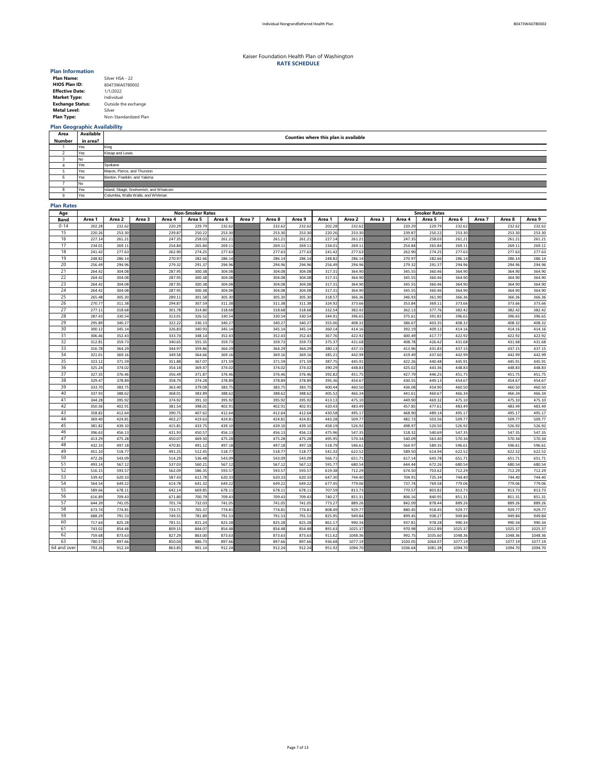Kaiser Foundation Health Plan of Washington
**RATE SCHEDULE**

### Plan Information

| | |
|---|---|
| **Plan Name:** | Silver HSA - 22 |
| **HIOS Plan ID:** | 80473WA0780002 |
| **Effective Date:** | 1/1/2022 |
| **Market Type:** | Individual |
| **Exchange Status:** | Outside the exchange |
| **Metal Level:** | Silver |
| **Plan Type:** | Non-Standardized Plan |

### Plan Geographic Availability

| Area Number | Available in area? | Counties where this plan is available |
|---|---|---|
| 1 | Yes | King |
| 2 | Yes | Kitsap and Lewis |
| 3 | No | |
| 4 | Yes | Spokane |
| 5 | Yes | Mason, Pierce, and Thurston |
| 6 | Yes | Benton, Franklin, and Yakima |
| 7 | No | |
| 8 | Yes | Island, Skagit, Snohomish, and Whatcom |
| 9 | Yes | Columbia, Walla Walla, and Whitman |

### Plan Rates

| Age | Non-Smoker Rates | | | | | | | | | Smoker Rates | | | | | | | | |
|---|---|---|---|---|---|---|---|---|---|---|---|---|---|---|---|---|---|---|
| Band | Area 1 | Area 2 | Area 3 | Area 4 | Area 5 | Area 6 | Area 7 | Area 8 | Area 9 | Area 1 | Area 2 | Area 3 | Area 4 | Area 5 | Area 6 | Area 7 | Area 8 | Area 9 |
| 0-14 | 202.28 | 232.62 | | 220.29 | 229.79 | 232.62 | | 232.62 | 232.62 | 202.28 | 232.62 | | 220.29 | 229.79 | 232.62 | | 232.62 | 232.62 |
| 15 | 220.26 | 253.30 | | 239.87 | 250.22 | 253.30 | | 253.30 | 253.30 | 220.26 | 253.30 | | 239.87 | 250.22 | 253.30 | | 253.30 | 253.30 |
| 16 | 227.14 | 261.21 | | 247.35 | 258.03 | 261.21 | | 261.21 | 261.21 | 227.14 | 261.21 | | 247.35 | 258.03 | 261.21 | | 261.21 | 261.21 |
| 17 | 234.01 | 269.11 | | 254.84 | 265.84 | 269.11 | | 269.11 | 269.11 | 234.01 | 269.11 | | 254.84 | 265.84 | 269.11 | | 269.11 | 269.11 |
| 18 | 241.42 | 277.63 | | 262.90 | 274.25 | 277.63 | | 277.63 | 277.63 | 241.42 | 277.63 | | 262.90 | 274.25 | 277.63 | | 277.63 | 277.63 |
| 19 | 248.82 | 286.14 | | 270.97 | 282.66 | 286.14 | | 286.14 | 286.14 | 248.82 | 286.14 | | 270.97 | 282.66 | 286.14 | | 286.14 | 286.14 |
| 20 | 256.49 | 294.96 | | 279.32 | 291.37 | 294.96 | | 294.96 | 294.96 | 256.49 | 294.96 | | 279.32 | 291.37 | 294.96 | | 294.96 | 294.96 |
| 21 | 264.42 | 304.08 | | 287.95 | 300.38 | 304.08 | | 304.08 | 304.08 | 317.31 | 364.90 | | 345.55 | 360.46 | 364.90 | | 364.90 | 364.90 |
| 22 | 264.42 | 304.08 | | 287.95 | 300.38 | 304.08 | | 304.08 | 304.08 | 317.31 | 364.90 | | 345.55 | 360.46 | 364.90 | | 364.90 | 364.90 |
| 23 | 264.42 | 304.08 | | 287.95 | 300.38 | 304.08 | | 304.08 | 304.08 | 317.31 | 364.90 | | 345.55 | 360.46 | 364.90 | | 364.90 | 364.90 |
| 24 | 264.42 | 304.08 | | 287.95 | 300.38 | 304.08 | | 304.08 | 304.08 | 317.31 | 364.90 | | 345.55 | 360.46 | 364.90 | | 364.90 | 364.90 |
| 25 | 265.48 | 305.30 | | 289.11 | 301.58 | 305.30 | | 305.30 | 305.30 | 318.57 | 366.36 | | 346.93 | 361.90 | 366.36 | | 366.36 | 366.36 |
| 26 | 270.77 | 311.38 | | 294.87 | 307.59 | 311.38 | | 311.38 | 311.38 | 324.92 | 373.66 | | 353.84 | 369.11 | 373.66 | | 373.66 | 373.66 |
| 27 | 277.11 | 318.68 | | 301.78 | 314.80 | 318.68 | | 318.68 | 318.68 | 332.54 | 382.42 | | 362.13 | 377.76 | 382.42 | | 382.42 | 382.42 |
| 28 | 287.43 | 330.54 | | 313.01 | 326.52 | 330.54 | | 330.54 | 330.54 | 344.91 | 396.65 | | 375.61 | 391.82 | 396.65 | | 396.65 | 396.65 |
| 29 | 295.89 | 340.27 | | 322.22 | 336.13 | 340.27 | | 340.27 | 340.27 | 355.06 | 408.32 | | 386.67 | 403.35 | 408.32 | | 408.32 | 408.32 |
| 30 | 300.12 | 345.14 | | 326.83 | 340.93 | 345.14 | | 345.14 | 345.14 | 360.14 | 414.16 | | 392.19 | 409.12 | 414.16 | | 414.16 | 414.16 |
| 31 | 306.46 | 352.43 | | 333.74 | 348.14 | 352.43 | | 352.43 | 352.43 | 367.76 | 422.92 | | 400.49 | 417.77 | 422.92 | | 422.92 | 422.92 |
| 32 | 312.81 | 359.73 | | 340.65 | 355.35 | 359.73 | | 359.73 | 359.73 | 375.37 | 431.68 | | 408.78 | 426.42 | 431.68 | | 431.68 | 431.68 |
| 33 | 316.78 | 364.29 | | 344.97 | 359.86 | 364.29 | | 364.29 | 364.29 | 380.13 | 437.15 | | 413.96 | 431.83 | 437.15 | | 437.15 | 437.15 |
| 34 | 321.01 | 369.16 | | 349.58 | 364.66 | 369.16 | | 369.16 | 369.16 | 385.21 | 442.99 | | 419.49 | 437.60 | 442.99 | | 442.99 | 442.99 |
| 35 | 323.12 | 371.59 | | 351.88 | 367.07 | 371.59 | | 371.59 | 371.59 | 387.75 | 445.91 | | 422.26 | 440.48 | 445.91 | | 445.91 | 445.91 |
| 36 | 325.24 | 374.02 | | 354.18 | 369.47 | 374.02 | | 374.02 | 374.02 | 390.29 | 448.83 | | 425.02 | 443.36 | 448.83 | | 448.83 | 448.83 |
| 37 | 327.35 | 376.46 | | 356.49 | 371.87 | 376.46 | | 376.46 | 376.46 | 392.82 | 451.75 | | 427.79 | 446.25 | 451.75 | | 451.75 | 451.75 |
| 38 | 329.47 | 378.89 | | 358.79 | 374.28 | 378.89 | | 378.89 | 378.89 | 395.36 | 454.67 | | 430.55 | 449.13 | 454.67 | | 454.67 | 454.67 |
| 39 | 333.70 | 383.75 | | 363.40 | 379.08 | 383.75 | | 383.75 | 383.75 | 400.44 | 460.50 | | 436.08 | 454.90 | 460.50 | | 460.50 | 460.50 |
| 40 | 337.93 | 388.62 | | 368.01 | 383.89 | 388.62 | | 388.62 | 388.62 | 405.52 | 466.34 | | 441.61 | 460.67 | 466.34 | | 466.34 | 466.34 |
| 41 | 344.28 | 395.92 | | 374.92 | 391.10 | 395.92 | | 395.92 | 395.92 | 413.13 | 475.10 | | 449.90 | 469.32 | 475.10 | | 475.10 | 475.10 |
| 42 | 350.36 | 402.91 | | 381.54 | 398.01 | 402.91 | | 402.91 | 402.91 | 420.43 | 483.49 | | 457.85 | 477.61 | 483.49 | | 483.49 | 483.49 |
| 43 | 358.82 | 412.64 | | 390.75 | 407.62 | 412.64 | | 412.64 | 412.64 | 430.58 | 495.17 | | 468.90 | 489.14 | 495.17 | | 495.17 | 495.17 |
| 44 | 369.40 | 424.81 | | 402.27 | 419.63 | 424.81 | | 424.81 | 424.81 | 443.28 | 509.77 | | 482.73 | 503.56 | 509.77 | | 509.77 | 509.77 |
| 45 | 381.82 | 439.10 | | 415.81 | 433.75 | 439.10 | | 439.10 | 439.10 | 458.19 | 526.92 | | 498.97 | 520.50 | 526.92 | | 526.92 | 526.92 |
| 46 | 396.63 | 456.13 | | 431.93 | 450.57 | 456.13 | | 456.13 | 456.13 | 475.96 | 547.35 | | 518.32 | 540.69 | 547.35 | | 547.35 | 547.35 |
| 47 | 413.29 | 475.28 | | 450.07 | 469.50 | 475.28 | | 475.28 | 475.28 | 495.95 | 570.34 | | 540.09 | 563.40 | 570.34 | | 570.34 | 570.34 |
| 48 | 432.33 | 497.18 | | 470.81 | 491.12 | 497.18 | | 497.18 | 497.18 | 518.79 | 596.61 | | 564.97 | 589.35 | 596.61 | | 596.61 | 596.61 |
| 49 | 451.10 | 518.77 | | 491.25 | 512.45 | 518.77 | | 518.77 | 518.77 | 541.32 | 622.52 | | 589.50 | 614.94 | 622.52 | | 622.52 | 622.52 |
| 50 | 472.26 | 543.09 | | 514.29 | 536.48 | 543.09 | | 543.09 | 543.09 | 566.71 | 651.71 | | 617.14 | 643.78 | 651.71 | | 651.71 | 651.71 |
| 51 | 493.14 | 567.12 | | 537.03 | 560.21 | 567.12 | | 567.12 | 567.12 | 591.77 | 680.54 | | 644.44 | 672.26 | 680.54 | | 680.54 | 680.54 |
| 52 | 516.15 | 593.57 | | 562.09 | 586.35 | 593.57 | | 593.57 | 593.57 | 619.38 | 712.29 | | 674.50 | 703.62 | 712.29 | | 712.29 | 712.29 |
| 53 | 539.42 | 620.33 | | 587.43 | 612.78 | 620.33 | | 620.33 | 620.33 | 647.30 | 744.40 | | 704.91 | 735.34 | 744.40 | | 744.40 | 744.40 |
| 54 | 564.54 | 649.22 | | 614.78 | 641.32 | 649.22 | | 649.22 | 649.22 | 677.45 | 779.06 | | 737.74 | 769.58 | 779.06 | | 779.06 | 779.06 |
| 55 | 589.66 | 678.11 | | 642.14 | 669.85 | 678.11 | | 678.11 | 678.11 | 707.59 | 813.73 | | 770.57 | 803.82 | 813.73 | | 813.73 | 813.73 |
| 56 | 616.89 | 709.43 | | 671.80 | 700.79 | 709.43 | | 709.43 | 709.43 | 740.27 | 851.31 | | 806.16 | 840.95 | 851.31 | | 851.31 | 851.31 |
| 57 | 644.39 | 741.05 | | 701.74 | 732.03 | 741.05 | | 741.05 | 741.05 | 773.27 | 889.26 | | 842.09 | 878.44 | 889.26 | | 889.26 | 889.26 |
| 58 | 673.74 | 774.81 | | 733.71 | 765.37 | 774.81 | | 774.81 | 774.81 | 808.49 | 929.77 | | 880.45 | 918.45 | 929.77 | | 929.77 | 929.77 |
| 59 | 688.29 | 791.53 | | 749.55 | 781.89 | 791.53 | | 791.53 | 791.53 | 825.95 | 949.84 | | 899.45 | 938.27 | 949.84 | | 949.84 | 949.84 |
| 60 | 717.64 | 825.28 | | 781.51 | 815.24 | 825.28 | | 825.28 | 825.28 | 861.17 | 990.34 | | 937.81 | 978.28 | 990.34 | | 990.34 | 990.34 |
| 61 | 743.02 | 854.48 | | 809.15 | 844.07 | 854.48 | | 854.48 | 854.48 | 891.63 | 1025.37 | | 970.98 | 1012.89 | 1025.37 | | 1025.37 | 1025.37 |
| 62 | 759.68 | 873.63 | | 827.29 | 863.00 | 873.63 | | 873.63 | 873.63 | 911.62 | 1048.36 | | 992.75 | 1035.60 | 1048.36 | | 1048.36 | 1048.36 |
| 63 | 780.57 | 897.66 | | 850.04 | 886.73 | 897.66 | | 897.66 | 897.66 | 936.68 | 1077.19 | | 1020.05 | 1064.07 | 1077.19 | | 1077.19 | 1077.19 |
| 64 and over | 793.26 | 912.24 | | 863.85 | 901.14 | 912.24 | | 912.24 | 912.24 | 951.92 | 1094.70 | | 1036.64 | 1081.38 | 1094.70 | | 1094.70 | 1094.70 |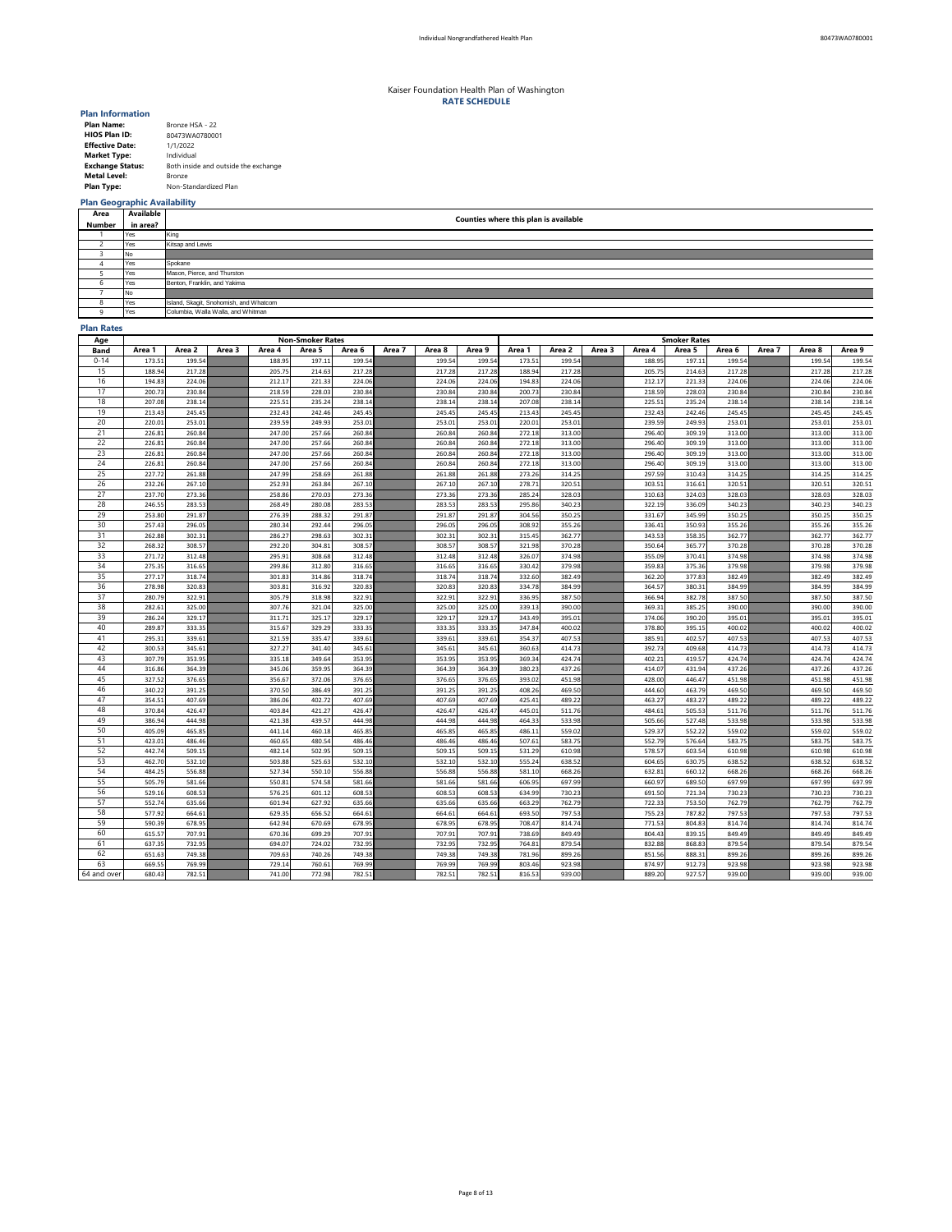Kaiser Foundation Health Plan of Washington

**RATE SCHEDULE**

### Plan Information

| | |
|---|---|
| **Plan Name:** | Bronze HSA - 22 |
| **HIOS Plan ID:** | 80473WA0780001 |
| **Effective Date:** | 1/1/2022 |
| **Market Type:** | Individual |
| **Exchange Status:** | Both inside and outside the exchange |
| **Metal Level:** | Bronze |
| **Plan Type:** | Non-Standardized Plan |

### Plan Geographic Availability

| Area Number | Available in area? | Counties where this plan is available |
|---|---|---|
| 1 | Yes | King |
| 2 | Yes | Kitsap and Lewis |
| 3 | No | |
| 4 | Yes | Spokane |
| 5 | Yes | Mason, Pierce, and Thurston |
| 6 | Yes | Benton, Franklin, and Yakima |
| 7 | No | |
| 8 | Yes | Island, Skagit, Snohomish, and Whatcom |
| 9 | Yes | Columbia, Walla Walla, and Whitman |

### Plan Rates

| Age Band | Non-Smoker Rates | | | | | | | | | Smoker Rates | | | | | | | | |
|---|---|---|---|---|---|---|---|---|---|---|---|---|---|---|---|---|---|---|
| | Area 1 | Area 2 | Area 3 | Area 4 | Area 5 | Area 6 | Area 7 | Area 8 | Area 9 | Area 1 | Area 2 | Area 3 | Area 4 | Area 5 | Area 6 | Area 7 | Area 8 | Area 9 |
| 0-14 | 173.51 | 199.54 | | 188.95 | 197.11 | 199.54 | | 199.54 | 199.54 | 173.51 | 199.54 | | 188.95 | 197.11 | 199.54 | | 199.54 | 199.54 |
| 15 | 188.94 | 217.28 | | 205.75 | 214.63 | 217.28 | | 217.28 | 217.28 | 188.94 | 217.28 | | 205.75 | 214.63 | 217.28 | | 217.28 | 217.28 |
| 16 | 194.83 | 224.06 | | 212.17 | 221.33 | 224.06 | | 224.06 | 224.06 | 194.83 | 224.06 | | 212.17 | 221.33 | 224.06 | | 224.06 | 224.06 |
| 17 | 200.73 | 230.84 | | 218.59 | 228.03 | 230.84 | | 230.84 | 230.84 | 200.73 | 230.84 | | 218.59 | 228.03 | 230.84 | | 230.84 | 230.84 |
| 18 | 207.08 | 238.14 | | 225.51 | 235.24 | 238.14 | | 238.14 | 238.14 | 207.08 | 238.14 | | 225.51 | 235.24 | 238.14 | | 238.14 | 238.14 |
| 19 | 213.43 | 245.45 | | 232.43 | 242.46 | 245.45 | | 245.45 | 245.45 | 213.43 | 245.45 | | 232.43 | 242.46 | 245.45 | | 245.45 | 245.45 |
| 20 | 220.01 | 253.01 | | 239.59 | 249.93 | 253.01 | | 253.01 | 253.01 | 220.01 | 253.01 | | 239.59 | 249.93 | 253.01 | | 253.01 | 253.01 |
| 21 | 226.81 | 260.84 | | 247.00 | 257.66 | 260.84 | | 260.84 | 260.84 | 272.18 | 313.00 | | 296.40 | 309.19 | 313.00 | | 313.00 | 313.00 |
| 22 | 226.81 | 260.84 | | 247.00 | 257.66 | 260.84 | | 260.84 | 260.84 | 272.18 | 313.00 | | 296.40 | 309.19 | 313.00 | | 313.00 | 313.00 |
| 23 | 226.81 | 260.84 | | 247.00 | 257.66 | 260.84 | | 260.84 | 260.84 | 272.18 | 313.00 | | 296.40 | 309.19 | 313.00 | | 313.00 | 313.00 |
| 24 | 226.81 | 260.84 | | 247.00 | 257.66 | 260.84 | | 260.84 | 260.84 | 272.18 | 313.00 | | 296.40 | 309.19 | 313.00 | | 313.00 | 313.00 |
| 25 | 227.72 | 261.88 | | 247.99 | 258.69 | 261.88 | | 261.88 | 261.88 | 273.26 | 314.25 | | 297.59 | 310.43 | 314.25 | | 314.25 | 314.25 |
| 26 | 232.26 | 267.10 | | 252.93 | 263.84 | 267.10 | | 267.10 | 267.10 | 278.71 | 320.51 | | 303.51 | 316.61 | 320.51 | | 320.51 | 320.51 |
| 27 | 237.70 | 273.36 | | 258.86 | 270.03 | 273.36 | | 273.36 | 273.36 | 285.24 | 328.03 | | 310.63 | 324.03 | 328.03 | | 328.03 | 328.03 |
| 28 | 246.55 | 283.53 | | 268.49 | 280.08 | 283.53 | | 283.53 | 283.53 | 295.86 | 340.23 | | 322.19 | 336.09 | 340.23 | | 340.23 | 340.23 |
| 29 | 253.80 | 291.87 | | 276.39 | 288.32 | 291.87 | | 291.87 | 291.87 | 304.56 | 350.25 | | 331.67 | 345.99 | 350.25 | | 350.25 | 350.25 |
| 30 | 257.43 | 296.05 | | 280.34 | 292.44 | 296.05 | | 296.05 | 296.05 | 308.92 | 355.26 | | 336.41 | 350.93 | 355.26 | | 355.26 | 355.26 |
| 31 | 262.88 | 302.31 | | 286.27 | 298.63 | 302.31 | | 302.31 | 302.31 | 315.45 | 362.77 | | 343.53 | 358.35 | 362.77 | | 362.77 | 362.77 |
| 32 | 268.32 | 308.57 | | 292.20 | 304.81 | 308.57 | | 308.57 | 308.57 | 321.98 | 370.28 | | 350.64 | 365.77 | 370.28 | | 370.28 | 370.28 |
| 33 | 271.72 | 312.48 | | 295.91 | 308.68 | 312.48 | | 312.48 | 312.48 | 326.07 | 374.98 | | 355.09 | 370.41 | 374.98 | | 374.98 | 374.98 |
| 34 | 275.35 | 316.65 | | 299.86 | 312.80 | 316.65 | | 316.65 | 316.65 | 330.42 | 379.98 | | 359.83 | 375.36 | 379.98 | | 379.98 | 379.98 |
| 35 | 277.17 | 318.74 | | 301.83 | 314.86 | 318.74 | | 318.74 | 318.74 | 332.60 | 382.49 | | 362.20 | 377.83 | 382.49 | | 382.49 | 382.49 |
| 36 | 278.98 | 320.83 | | 303.81 | 316.92 | 320.83 | | 320.83 | 320.83 | 334.78 | 384.99 | | 364.57 | 380.31 | 384.99 | | 384.99 | 384.99 |
| 37 | 280.79 | 322.91 | | 305.79 | 318.98 | 322.91 | | 322.91 | 322.91 | 336.95 | 387.50 | | 366.94 | 382.78 | 387.50 | | 387.50 | 387.50 |
| 38 | 282.61 | 325.00 | | 307.76 | 321.04 | 325.00 | | 325.00 | 325.00 | 339.13 | 390.00 | | 369.31 | 385.25 | 390.00 | | 390.00 | 390.00 |
| 39 | 286.24 | 329.17 | | 311.71 | 325.17 | 329.17 | | 329.17 | 329.17 | 343.49 | 395.01 | | 374.06 | 390.20 | 395.01 | | 395.01 | 395.01 |
| 40 | 289.87 | 333.35 | | 315.67 | 329.29 | 333.35 | | 333.35 | 333.35 | 347.84 | 400.02 | | 378.80 | 395.15 | 400.02 | | 400.02 | 400.02 |
| 41 | 295.31 | 339.61 | | 321.59 | 335.47 | 339.61 | | 339.61 | 339.61 | 354.37 | 407.53 | | 385.91 | 402.57 | 407.53 | | 407.53 | 407.53 |
| 42 | 300.53 | 345.61 | | 327.27 | 341.40 | 345.61 | | 345.61 | 345.61 | 360.63 | 414.73 | | 392.73 | 409.68 | 414.73 | | 414.73 | 414.73 |
| 43 | 307.79 | 353.95 | | 335.18 | 349.64 | 353.95 | | 353.95 | 353.95 | 369.34 | 424.74 | | 402.21 | 419.57 | 424.74 | | 424.74 | 424.74 |
| 44 | 316.86 | 364.39 | | 345.06 | 359.95 | 364.39 | | 364.39 | 364.39 | 380.23 | 437.26 | | 414.07 | 431.94 | 437.26 | | 437.26 | 437.26 |
| 45 | 327.52 | 376.65 | | 356.67 | 372.06 | 376.65 | | 376.65 | 376.65 | 393.02 | 451.98 | | 428.00 | 446.47 | 451.98 | | 451.98 | 451.98 |
| 46 | 340.22 | 391.25 | | 370.50 | 386.49 | 391.25 | | 391.25 | 391.25 | 408.26 | 469.50 | | 444.60 | 463.79 | 469.50 | | 469.50 | 469.50 |
| 47 | 354.51 | 407.69 | | 386.06 | 402.72 | 407.69 | | 407.69 | 407.69 | 425.41 | 489.22 | | 463.27 | 483.27 | 489.22 | | 489.22 | 489.22 |
| 48 | 370.84 | 426.47 | | 403.84 | 421.27 | 426.47 | | 426.47 | 426.47 | 445.01 | 511.76 | | 484.61 | 505.53 | 511.76 | | 511.76 | 511.76 |
| 49 | 386.94 | 444.98 | | 421.38 | 439.57 | 444.98 | | 444.98 | 444.98 | 464.33 | 533.98 | | 505.66 | 527.48 | 533.98 | | 533.98 | 533.98 |
| 50 | 405.09 | 465.85 | | 441.14 | 460.18 | 465.85 | | 465.85 | 465.85 | 486.11 | 559.02 | | 529.37 | 552.22 | 559.02 | | 559.02 | 559.02 |
| 51 | 423.01 | 486.46 | | 460.65 | 480.54 | 486.46 | | 486.46 | 486.46 | 507.61 | 583.75 | | 552.79 | 576.64 | 583.75 | | 583.75 | 583.75 |
| 52 | 442.74 | 509.15 | | 482.14 | 502.95 | 509.15 | | 509.15 | 509.15 | 531.29 | 610.98 | | 578.57 | 603.54 | 610.98 | | 610.98 | 610.98 |
| 53 | 462.70 | 532.10 | | 503.88 | 525.63 | 532.10 | | 532.10 | 532.10 | 555.24 | 638.52 | | 604.65 | 630.75 | 638.52 | | 638.52 | 638.52 |
| 54 | 484.25 | 556.88 | | 527.34 | 550.10 | 556.88 | | 556.88 | 556.88 | 581.10 | 668.26 | | 632.81 | 660.12 | 668.26 | | 668.26 | 668.26 |
| 55 | 505.79 | 581.66 | | 550.81 | 574.58 | 581.66 | | 581.66 | 581.66 | 606.95 | 697.99 | | 660.97 | 689.50 | 697.99 | | 697.99 | 697.99 |
| 56 | 529.16 | 608.53 | | 576.25 | 601.12 | 608.53 | | 608.53 | 608.53 | 634.99 | 730.23 | | 691.50 | 721.34 | 730.23 | | 730.23 | 730.23 |
| 57 | 552.74 | 635.66 | | 601.94 | 627.92 | 635.66 | | 635.66 | 635.66 | 663.29 | 762.79 | | 722.33 | 753.50 | 762.79 | | 762.79 | 762.79 |
| 58 | 577.92 | 664.61 | | 629.35 | 656.52 | 664.61 | | 664.61 | 664.61 | 693.50 | 797.53 | | 755.23 | 787.82 | 797.53 | | 797.53 | 797.53 |
| 59 | 590.39 | 678.95 | | 642.94 | 670.69 | 678.95 | | 678.95 | 678.95 | 708.47 | 814.74 | | 771.53 | 804.83 | 814.74 | | 814.74 | 814.74 |
| 60 | 615.57 | 707.91 | | 670.36 | 699.29 | 707.91 | | 707.91 | 707.91 | 738.69 | 849.49 | | 804.43 | 839.15 | 849.49 | | 849.49 | 849.49 |
| 61 | 637.35 | 732.95 | | 694.07 | 724.02 | 732.95 | | 732.95 | 732.95 | 764.81 | 879.54 | | 832.88 | 868.83 | 879.54 | | 879.54 | 879.54 |
| 62 | 651.63 | 749.38 | | 709.63 | 740.26 | 749.38 | | 749.38 | 749.38 | 781.96 | 899.26 | | 851.56 | 888.31 | 899.26 | | 899.26 | 899.26 |
| 63 | 669.55 | 769.99 | | 729.14 | 760.61 | 769.99 | | 769.99 | 769.99 | 803.46 | 923.98 | | 874.97 | 912.73 | 923.98 | | 923.98 | 923.98 |
| 64 and over | 680.43 | 782.51 | | 741.00 | 772.98 | 782.51 | | 782.51 | 782.51 | 816.53 | 939.00 | | 889.20 | 927.57 | 939.00 | | 939.00 | 939.00 |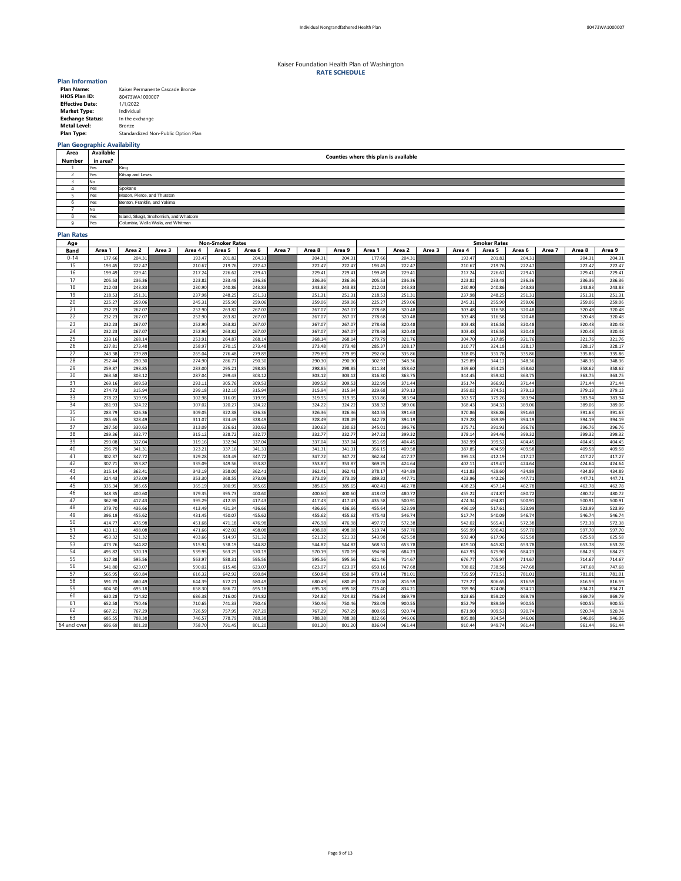Kaiser Foundation Health Plan of Washington

**RATE SCHEDULE**

### Plan Information

| | |
|---|---|
| **Plan Name:** | Kaiser Permanente Cascade Bronze |
| **HIOS Plan ID:** | 80473WA1000007 |
| **Effective Date:** | 1/1/2022 |
| **Market Type:** | Individual |
| **Exchange Status:** | In the exchange |
| **Metal Level:** | Bronze |
| **Plan Type:** | Standardized Non-Public Option Plan |

### Plan Geographic Availability

| Area Number | Available in area? | Counties where this plan is available |
|---|---|---|
| 1 | Yes | King |
| 2 | Yes | Kitsap and Lewis |
| 3 | No | |
| 4 | Yes | Spokane |
| 5 | Yes | Mason, Pierce, and Thurston |
| 6 | Yes | Benton, Franklin, and Yakima |
| 7 | No | |
| 8 | Yes | Island, Skagit, Snohomish, and Whatcom |
| 9 | Yes | Columbia, Walla Walla, and Whitman |

### Plan Rates

| Age | Non-Smoker Rates | | | | | | | | | Smoker Rates | | | | | | | | |
|---|---|---|---|---|---|---|---|---|---|---|---|---|---|---|---|---|---|---|
| **Band** | **Area 1** | **Area 2** | **Area 3** | **Area 4** | **Area 5** | **Area 6** | **Area 7** | **Area 8** | **Area 9** | **Area 1** | **Area 2** | **Area 3** | **Area 4** | **Area 5** | **Area 6** | **Area 7** | **Area 8** | **Area 9** |
| 0-14 | 177.66 | 204.31 | | 193.47 | 201.82 | 204.31 | | 204.31 | 204.31 | 177.66 | 204.31 | | 193.47 | 201.82 | 204.31 | | 204.31 | 204.31 |
| 15 | 193.45 | 222.47 | | 210.67 | 219.76 | 222.47 | | 222.47 | 222.47 | 193.45 | 222.47 | | 210.67 | 219.76 | 222.47 | | 222.47 | 222.47 |
| 16 | 199.49 | 229.41 | | 217.24 | 226.62 | 229.41 | | 229.41 | 229.41 | 199.49 | 229.41 | | 217.24 | 226.62 | 229.41 | | 229.41 | 229.41 |
| 17 | 205.53 | 236.36 | | 223.82 | 233.48 | 236.36 | | 236.36 | 236.36 | 205.53 | 236.36 | | 223.82 | 233.48 | 236.36 | | 236.36 | 236.36 |
| 18 | 212.03 | 243.83 | | 230.90 | 240.86 | 243.83 | | 243.83 | 243.83 | 212.03 | 243.83 | | 230.90 | 240.86 | 243.83 | | 243.83 | 243.83 |
| 19 | 218.53 | 251.31 | | 237.98 | 248.25 | 251.31 | | 251.31 | 251.31 | 218.53 | 251.31 | | 237.98 | 248.25 | 251.31 | | 251.31 | 251.31 |
| 20 | 225.27 | 259.06 | | 245.31 | 255.90 | 259.06 | | 259.06 | 259.06 | 225.27 | 259.06 | | 245.31 | 255.90 | 259.06 | | 259.06 | 259.06 |
| 21 | 232.23 | 267.07 | | 252.90 | 263.82 | 267.07 | | 267.07 | 267.07 | 278.68 | 320.48 | | 303.48 | 316.58 | 320.48 | | 320.48 | 320.48 |
| 22 | 232.23 | 267.07 | | 252.90 | 263.82 | 267.07 | | 267.07 | 267.07 | 278.68 | 320.48 | | 303.48 | 316.58 | 320.48 | | 320.48 | 320.48 |
| 23 | 232.23 | 267.07 | | 252.90 | 263.82 | 267.07 | | 267.07 | 267.07 | 278.68 | 320.48 | | 303.48 | 316.58 | 320.48 | | 320.48 | 320.48 |
| 24 | 232.23 | 267.07 | | 252.90 | 263.82 | 267.07 | | 267.07 | 267.07 | 278.68 | 320.48 | | 303.48 | 316.58 | 320.48 | | 320.48 | 320.48 |
| 25 | 233.16 | 268.14 | | 253.91 | 264.87 | 268.14 | | 268.14 | 268.14 | 279.79 | 321.76 | | 304.70 | 317.85 | 321.76 | | 321.76 | 321.76 |
| 26 | 237.81 | 273.48 | | 258.97 | 270.15 | 273.48 | | 273.48 | 273.48 | 285.37 | 328.17 | | 310.77 | 324.18 | 328.17 | | 328.17 | 328.17 |
| 27 | 243.38 | 279.89 | | 265.04 | 276.48 | 279.89 | | 279.89 | 279.89 | 292.06 | 335.86 | | 318.05 | 331.78 | 335.86 | | 335.86 | 335.86 |
| 28 | 252.44 | 290.30 | | 274.90 | 286.77 | 290.30 | | 290.30 | 290.30 | 302.92 | 348.36 | | 329.89 | 344.12 | 348.36 | | 348.36 | 348.36 |
| 29 | 259.87 | 298.85 | | 283.00 | 295.21 | 298.85 | | 298.85 | 298.85 | 311.84 | 358.62 | | 339.60 | 354.25 | 358.62 | | 358.62 | 358.62 |
| 30 | 263.58 | 303.12 | | 287.04 | 299.43 | 303.12 | | 303.12 | 303.12 | 316.30 | 363.75 | | 344.45 | 359.32 | 363.75 | | 363.75 | 363.75 |
| 31 | 269.16 | 309.53 | | 293.11 | 305.76 | 309.53 | | 309.53 | 309.53 | 322.99 | 371.44 | | 351.74 | 366.92 | 371.44 | | 371.44 | 371.44 |
| 32 | 274.73 | 315.94 | | 299.18 | 312.10 | 315.94 | | 315.94 | 315.94 | 329.68 | 379.13 | | 359.02 | 374.51 | 379.13 | | 379.13 | 379.13 |
| 33 | 278.22 | 319.95 | | 302.98 | 316.05 | 319.95 | | 319.95 | 319.95 | 333.86 | 383.94 | | 363.57 | 379.26 | 383.94 | | 383.94 | 383.94 |
| 34 | 281.93 | 324.22 | | 307.02 | 320.27 | 324.22 | | 324.22 | 324.22 | 338.32 | 389.06 | | 368.43 | 384.33 | 389.06 | | 389.06 | 389.06 |
| 35 | 283.79 | 326.36 | | 309.05 | 322.38 | 326.36 | | 326.36 | 326.36 | 340.55 | 391.63 | | 370.86 | 386.86 | 391.63 | | 391.63 | 391.63 |
| 36 | 285.65 | 328.49 | | 311.07 | 324.49 | 328.49 | | 328.49 | 328.49 | 342.78 | 394.19 | | 373.28 | 389.39 | 394.19 | | 394.19 | 394.19 |
| 37 | 287.50 | 330.63 | | 313.09 | 326.61 | 330.63 | | 330.63 | 330.63 | 345.01 | 396.76 | | 375.71 | 391.93 | 396.76 | | 396.76 | 396.76 |
| 38 | 289.36 | 332.77 | | 315.12 | 328.72 | 332.77 | | 332.77 | 332.77 | 347.23 | 399.32 | | 378.14 | 394.46 | 399.32 | | 399.32 | 399.32 |
| 39 | 293.08 | 337.04 | | 319.16 | 332.94 | 337.04 | | 337.04 | 337.04 | 351.69 | 404.45 | | 382.99 | 399.52 | 404.45 | | 404.45 | 404.45 |
| 40 | 296.79 | 341.31 | | 323.21 | 337.16 | 341.31 | | 341.31 | 341.31 | 356.15 | 409.58 | | 387.85 | 404.59 | 409.58 | | 409.58 | 409.58 |
| 41 | 302.37 | 347.72 | | 329.28 | 343.49 | 347.72 | | 347.72 | 347.72 | 362.84 | 417.27 | | 395.13 | 412.19 | 417.27 | | 417.27 | 417.27 |
| 42 | 307.71 | 353.87 | | 335.09 | 349.56 | 353.87 | | 353.87 | 353.87 | 369.25 | 424.64 | | 402.11 | 419.47 | 424.64 | | 424.64 | 424.64 |
| 43 | 315.14 | 362.41 | | 343.19 | 358.00 | 362.41 | | 362.41 | 362.41 | 378.17 | 434.89 | | 411.83 | 429.60 | 434.89 | | 434.89 | 434.89 |
| 44 | 324.43 | 373.09 | | 353.30 | 368.55 | 373.09 | | 373.09 | 373.09 | 389.32 | 447.71 | | 423.96 | 442.26 | 447.71 | | 447.71 | 447.71 |
| 45 | 335.34 | 385.65 | | 365.19 | 380.95 | 385.65 | | 385.65 | 385.65 | 402.41 | 462.78 | | 438.23 | 457.14 | 462.78 | | 462.78 | 462.78 |
| 46 | 348.35 | 400.60 | | 379.35 | 395.73 | 400.60 | | 400.60 | 400.60 | 418.02 | 480.72 | | 455.22 | 474.87 | 480.72 | | 480.72 | 480.72 |
| 47 | 362.98 | 417.43 | | 395.29 | 412.35 | 417.43 | | 417.43 | 417.43 | 435.58 | 500.91 | | 474.34 | 494.81 | 500.91 | | 500.91 | 500.91 |
| 48 | 379.70 | 436.66 | | 413.49 | 431.34 | 436.66 | | 436.66 | 436.66 | 455.64 | 523.99 | | 496.19 | 517.61 | 523.99 | | 523.99 | 523.99 |
| 49 | 396.19 | 455.62 | | 431.45 | 450.07 | 455.62 | | 455.62 | 455.62 | 475.43 | 546.74 | | 517.74 | 540.09 | 546.74 | | 546.74 | 546.74 |
| 50 | 414.77 | 476.98 | | 451.68 | 471.18 | 476.98 | | 476.98 | 476.98 | 497.72 | 572.38 | | 542.02 | 565.41 | 572.38 | | 572.38 | 572.38 |
| 51 | 433.11 | 498.08 | | 471.66 | 492.02 | 498.08 | | 498.08 | 498.08 | 519.74 | 597.70 | | 565.99 | 590.42 | 597.70 | | 597.70 | 597.70 |
| 52 | 453.32 | 521.32 | | 493.66 | 514.97 | 521.32 | | 521.32 | 521.32 | 543.98 | 625.58 | | 592.40 | 617.96 | 625.58 | | 625.58 | 625.58 |
| 53 | 473.76 | 544.82 | | 515.92 | 538.19 | 544.82 | | 544.82 | 544.82 | 568.51 | 653.78 | | 619.10 | 645.82 | 653.78 | | 653.78 | 653.78 |
| 54 | 495.82 | 570.19 | | 539.95 | 563.25 | 570.19 | | 570.19 | 570.19 | 594.98 | 684.23 | | 647.93 | 675.90 | 684.23 | | 684.23 | 684.23 |
| 55 | 517.88 | 595.56 | | 563.97 | 588.31 | 595.56 | | 595.56 | 595.56 | 621.46 | 714.67 | | 676.77 | 705.97 | 714.67 | | 714.67 | 714.67 |
| 56 | 541.80 | 623.07 | | 590.02 | 615.48 | 623.07 | | 623.07 | 623.07 | 650.16 | 747.68 | | 708.02 | 738.58 | 747.68 | | 747.68 | 747.68 |
| 57 | 565.95 | 650.84 | | 616.32 | 642.92 | 650.84 | | 650.84 | 650.84 | 679.14 | 781.01 | | 739.59 | 771.51 | 781.01 | | 781.01 | 781.01 |
| 58 | 591.73 | 680.49 | | 644.39 | 672.21 | 680.49 | | 680.49 | 680.49 | 710.08 | 816.59 | | 773.27 | 806.65 | 816.59 | | 816.59 | 816.59 |
| 59 | 604.50 | 695.18 | | 658.30 | 686.72 | 695.18 | | 695.18 | 695.18 | 725.40 | 834.21 | | 789.96 | 824.06 | 834.21 | | 834.21 | 834.21 |
| 60 | 630.28 | 724.82 | | 686.38 | 716.00 | 724.82 | | 724.82 | 724.82 | 756.34 | 869.79 | | 823.65 | 859.20 | 869.79 | | 869.79 | 869.79 |
| 61 | 652.58 | 750.46 | | 710.65 | 741.33 | 750.46 | | 750.46 | 750.46 | 783.09 | 900.55 | | 852.79 | 889.59 | 900.55 | | 900.55 | 900.55 |
| 62 | 667.21 | 767.29 | | 726.59 | 757.95 | 767.29 | | 767.29 | 767.29 | 800.65 | 920.74 | | 871.90 | 909.53 | 920.74 | | 920.74 | 920.74 |
| 63 | 685.55 | 788.38 | | 746.57 | 778.79 | 788.38 | | 788.38 | 788.38 | 822.66 | 946.06 | | 895.88 | 934.54 | 946.06 | | 946.06 | 946.06 |
| 64 and over | 696.69 | 801.20 | | 758.70 | 791.45 | 801.20 | | 801.20 | 801.20 | 836.04 | 961.44 | | 910.44 | 949.74 | 961.44 | | 961.44 | 961.44 |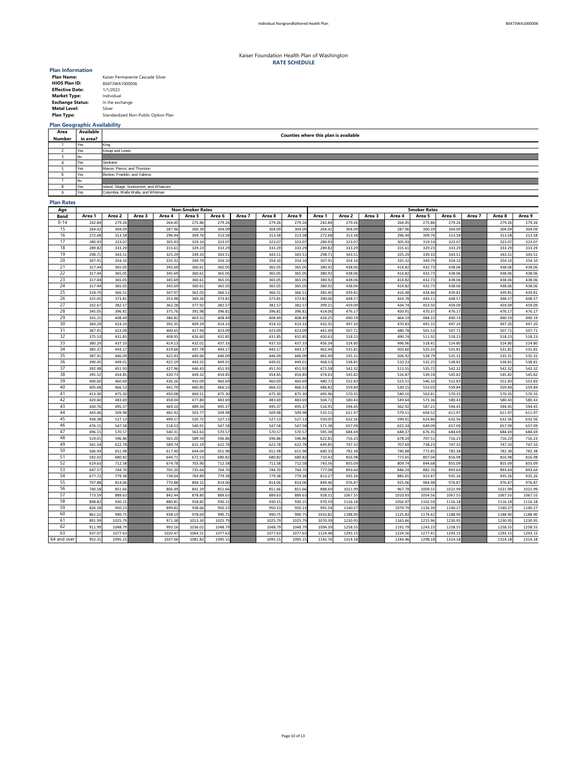Kaiser Foundation Health Plan of Washington
**RATE SCHEDULE**

### Plan Information

| | |
|---|---|
| **Plan Name:** | Kaiser Permanente Cascade Silver |
| **HIOS Plan ID:** | 80473WA1000006 |
| **Effective Date:** | 1/1/2022 |
| **Market Type:** | Individual |
| **Exchange Status:** | In the exchange |
| **Metal Level:** | Silver |
| **Plan Type:** | Standardized Non-Public Option Plan |

### Plan Geographic Availability

| Area Number | Available in area? | Counties where this plan is available |
|---|---|---|
| 1 | Yes | King |
| 2 | Yes | Kitsap and Lewis |
| 3 | No | |
| 4 | Yes | Spokane |
| 5 | Yes | Mason, Pierce, and Thurston |
| 6 | Yes | Benton, Franklin, and Yakima |
| 7 | No | |
| 8 | Yes | Island, Skagit, Snohomish, and Whatcom |
| 9 | Yes | Columbia, Walla Walla, and Whitman |

### Plan Rates

| Age Band | Non-Smoker Rates | | | | | | | | | Smoker Rates | | | | | | | | |
|---|---|---|---|---|---|---|---|---|---|---|---|---|---|---|---|---|---|---|
| | Area 1 | Area 2 | Area 3 | Area 4 | Area 5 | Area 6 | Area 7 | Area 8 | Area 9 | Area 1 | Area 2 | Area 3 | Area 4 | Area 5 | Area 6 | Area 7 | Area 8 | Area 9 |
| 0-14 | 242.84 | 279.26 | | 264.45 | 275.86 | 279.26 | | 279.26 | 279.26 | 242.84 | 279.26 | | 264.45 | 275.86 | 279.26 | | 279.26 | 279.26 |
| 15 | 264.42 | 304.09 | | 287.96 | 300.39 | 304.09 | | 304.09 | 304.09 | 264.42 | 304.09 | | 287.96 | 300.39 | 304.09 | | 304.09 | 304.09 |
| 16 | 272.68 | 313.58 | | 296.94 | 309.76 | 313.58 | | 313.58 | 313.58 | 272.68 | 313.58 | | 296.94 | 309.76 | 313.58 | | 313.58 | 313.58 |
| 17 | 280.93 | 323.07 | | 305.93 | 319.14 | 323.07 | | 323.07 | 323.07 | 280.93 | 323.07 | | 305.93 | 319.14 | 323.07 | | 323.07 | 323.07 |
| 18 | 289.82 | 333.29 | | 315.61 | 329.23 | 333.29 | | 333.29 | 333.29 | 289.82 | 333.29 | | 315.61 | 329.23 | 333.29 | | 333.29 | 333.29 |
| 19 | 298.71 | 343.51 | | 325.29 | 339.33 | 343.51 | | 343.51 | 343.51 | 298.71 | 343.51 | | 325.29 | 339.33 | 343.51 | | 343.51 | 343.51 |
| 20 | 307.91 | 354.10 | | 335.32 | 349.79 | 354.10 | | 354.10 | 354.10 | 307.91 | 354.10 | | 335.32 | 349.79 | 354.10 | | 354.10 | 354.10 |
| 21 | 317.44 | 365.05 | | 345.69 | 360.61 | 365.05 | | 365.05 | 365.05 | 380.92 | 438.06 | | 414.82 | 432.73 | 438.06 | | 438.06 | 438.06 |
| 22 | 317.44 | 365.05 | | 345.69 | 360.61 | 365.05 | | 365.05 | 365.05 | 380.92 | 438.06 | | 414.82 | 432.73 | 438.06 | | 438.06 | 438.06 |
| 23 | 317.44 | 365.05 | | 345.69 | 360.61 | 365.05 | | 365.05 | 365.05 | 380.92 | 438.06 | | 414.82 | 432.73 | 438.06 | | 438.06 | 438.06 |
| 24 | 317.44 | 365.05 | | 345.69 | 360.61 | 365.05 | | 365.05 | 365.05 | 380.92 | 438.06 | | 414.82 | 432.73 | 438.06 | | 438.06 | 438.06 |
| 25 | 318.70 | 366.51 | | 347.07 | 362.05 | 366.51 | | 366.51 | 366.51 | 382.45 | 439.81 | | 416.48 | 434.46 | 439.81 | | 439.81 | 439.81 |
| 26 | 325.05 | 373.81 | | 353.98 | 369.26 | 373.81 | | 373.81 | 373.81 | 390.06 | 448.57 | | 424.78 | 443.11 | 448.57 | | 448.57 | 448.57 |
| 27 | 332.67 | 382.57 | | 362.28 | 377.92 | 382.57 | | 382.57 | 382.57 | 399.21 | 459.09 | | 434.74 | 453.50 | 459.09 | | 459.09 | 459.09 |
| 28 | 345.05 | 396.81 | | 375.76 | 391.98 | 396.81 | | 396.81 | 396.81 | 414.06 | 476.17 | | 450.91 | 470.37 | 476.17 | | 476.17 | 476.17 |
| 29 | 355.21 | 408.49 | | 386.82 | 403.52 | 408.49 | | 408.49 | 408.49 | 426.25 | 490.19 | | 464.19 | 484.22 | 490.19 | | 490.19 | 490.19 |
| 30 | 360.29 | 414.33 | | 392.35 | 409.29 | 414.33 | | 414.33 | 414.33 | 432.35 | 497.20 | | 470.83 | 491.15 | 497.20 | | 497.20 | 497.20 |
| 31 | 367.91 | 423.09 | | 400.65 | 417.94 | 423.09 | | 423.09 | 423.09 | 441.49 | 507.71 | | 480.78 | 501.53 | 507.71 | | 507.71 | 507.71 |
| 32 | 375.53 | 431.85 | | 408.95 | 426.60 | 431.85 | | 431.85 | 431.85 | 450.63 | 518.23 | | 490.74 | 511.92 | 518.23 | | 518.23 | 518.23 |
| 33 | 380.29 | 437.33 | | 414.13 | 432.01 | 437.33 | | 437.33 | 437.33 | 456.34 | 524.80 | | 496.96 | 518.41 | 524.80 | | 524.80 | 524.80 |
| 34 | 385.37 | 443.17 | | 419.66 | 437.78 | 443.17 | | 443.17 | 443.17 | 462.44 | 531.81 | | 503.60 | 525.33 | 531.81 | | 531.81 | 531.81 |
| 35 | 387.91 | 446.09 | | 422.43 | 440.66 | 446.09 | | 446.09 | 446.09 | 465.49 | 535.31 | | 506.92 | 528.79 | 535.31 | | 535.31 | 535.31 |
| 36 | 390.45 | 449.01 | | 425.19 | 443.55 | 449.01 | | 449.01 | 449.01 | 468.53 | 538.81 | | 510.23 | 532.25 | 538.81 | | 538.81 | 538.81 |
| 37 | 392.98 | 451.93 | | 427.96 | 446.43 | 451.93 | | 451.93 | 451.93 | 471.58 | 542.32 | | 513.55 | 535.72 | 542.32 | | 542.32 | 542.32 |
| 38 | 395.52 | 454.85 | | 430.73 | 449.32 | 454.85 | | 454.85 | 454.85 | 474.63 | 545.82 | | 516.87 | 539.18 | 545.82 | | 545.82 | 545.82 |
| 39 | 400.60 | 460.69 | | 436.26 | 455.09 | 460.69 | | 460.69 | 460.69 | 480.72 | 552.83 | | 523.51 | 546.10 | 552.83 | | 552.83 | 552.83 |
| 40 | 405.68 | 466.53 | | 441.79 | 460.85 | 466.53 | | 466.53 | 466.53 | 486.82 | 559.84 | | 530.15 | 553.03 | 559.84 | | 559.84 | 559.84 |
| 41 | 413.30 | 475.30 | | 450.08 | 469.51 | 475.30 | | 475.30 | 475.30 | 495.96 | 570.35 | | 540.10 | 563.41 | 570.35 | | 570.35 | 570.35 |
| 42 | 420.60 | 483.69 | | 458.04 | 477.80 | 483.69 | | 483.69 | 483.69 | 504.72 | 580.43 | | 549.64 | 573.36 | 580.43 | | 580.43 | 580.43 |
| 43 | 430.76 | 495.37 | | 469.10 | 489.34 | 495.37 | | 495.37 | 495.37 | 516.91 | 594.45 | | 562.92 | 587.21 | 594.45 | | 594.45 | 594.45 |
| 44 | 443.46 | 509.98 | | 482.92 | 503.77 | 509.98 | | 509.98 | 509.98 | 532.15 | 611.97 | | 579.51 | 604.52 | 611.97 | | 611.97 | 611.97 |
| 45 | 458.38 | 527.13 | | 499.17 | 520.72 | 527.13 | | 527.13 | 527.13 | 550.05 | 632.56 | | 599.01 | 624.86 | 632.56 | | 632.56 | 632.56 |
| 46 | 476.15 | 547.58 | | 518.53 | 540.91 | 547.58 | | 547.58 | 547.58 | 571.38 | 657.09 | | 622.24 | 649.09 | 657.09 | | 657.09 | 657.09 |
| 47 | 496.15 | 570.57 | | 540.31 | 563.63 | 570.57 | | 570.57 | 570.57 | 595.38 | 684.69 | | 648.37 | 676.35 | 684.69 | | 684.69 | 684.69 |
| 48 | 519.01 | 596.86 | | 565.20 | 589.59 | 596.86 | | 596.86 | 596.86 | 622.81 | 716.23 | | 678.24 | 707.51 | 716.23 | | 716.23 | 716.23 |
| 49 | 541.54 | 622.78 | | 589.74 | 615.19 | 622.78 | | 622.78 | 622.78 | 649.85 | 747.33 | | 707.69 | 738.23 | 747.33 | | 747.33 | 747.33 |
| 50 | 566.94 | 651.98 | | 617.40 | 644.04 | 651.98 | | 651.98 | 651.98 | 680.33 | 782.38 | | 740.88 | 772.85 | 782.38 | | 782.38 | 782.38 |
| 51 | 592.02 | 680.82 | | 644.71 | 672.53 | 680.82 | | 680.82 | 680.82 | 710.42 | 816.98 | | 773.65 | 807.04 | 816.98 | | 816.98 | 816.98 |
| 52 | 619.63 | 712.58 | | 674.78 | 703.90 | 712.58 | | 712.58 | 712.58 | 743.56 | 855.09 | | 809.74 | 844.68 | 855.09 | | 855.09 | 855.09 |
| 53 | 647.57 | 744.70 | | 705.20 | 735.64 | 744.70 | | 744.70 | 744.70 | 777.08 | 893.64 | | 846.24 | 882.76 | 893.64 | | 893.64 | 893.64 |
| 54 | 677.72 | 779.38 | | 738.04 | 769.89 | 779.38 | | 779.38 | 779.38 | 813.27 | 935.26 | | 885.65 | 923.87 | 935.26 | | 935.26 | 935.26 |
| 55 | 707.88 | 814.06 | | 770.88 | 804.15 | 814.06 | | 814.06 | 814.06 | 849.46 | 976.87 | | 925.06 | 964.98 | 976.87 | | 976.87 | 976.87 |
| 56 | 740.58 | 851.66 | | 806.49 | 841.29 | 851.66 | | 851.66 | 851.66 | 888.69 | 1021.99 | | 967.78 | 1009.55 | 1021.99 | | 1021.99 | 1021.99 |
| 57 | 773.59 | 889.63 | | 842.44 | 878.80 | 889.63 | | 889.63 | 889.63 | 928.31 | 1067.55 | | 1010.93 | 1054.56 | 1067.55 | | 1067.55 | 1067.55 |
| 58 | 808.82 | 930.15 | | 880.81 | 918.82 | 930.15 | | 930.15 | 930.15 | 970.59 | 1116.18 | | 1056.97 | 1102.59 | 1116.18 | | 1116.18 | 1116.18 |
| 59 | 826.28 | 950.23 | | 899.82 | 938.66 | 950.23 | | 950.23 | 950.23 | 991.54 | 1140.27 | | 1079.79 | 1126.39 | 1140.27 | | 1140.27 | 1140.27 |
| 60 | 861.52 | 990.75 | | 938.19 | 978.69 | 990.75 | | 990.75 | 990.75 | 1033.82 | 1188.90 | | 1125.83 | 1174.42 | 1188.90 | | 1188.90 | 1188.90 |
| 61 | 891.99 | 1025.79 | | 971.38 | 1013.30 | 1025.79 | | 1025.79 | 1025.79 | 1070.39 | 1230.95 | | 1165.66 | 1215.96 | 1230.95 | | 1230.95 | 1230.95 |
| 62 | 911.99 | 1048.79 | | 993.16 | 1036.02 | 1048.79 | | 1048.79 | 1048.79 | 1094.39 | 1258.55 | | 1191.79 | 1243.23 | 1258.55 | | 1258.55 | 1258.55 |
| 63 | 937.07 | 1077.63 | | 1020.47 | 1064.51 | 1077.63 | | 1077.63 | 1077.63 | 1124.48 | 1293.15 | | 1224.56 | 1277.41 | 1293.15 | | 1293.15 | 1293.15 |
| 64 and over | 952.31 | 1095.15 | | 1037.06 | 1081.82 | 1095.15 | | 1095.15 | 1095.15 | 1142.76 | 1314.18 | | 1244.46 | 1298.18 | 1314.18 | | 1314.18 | 1314.18 |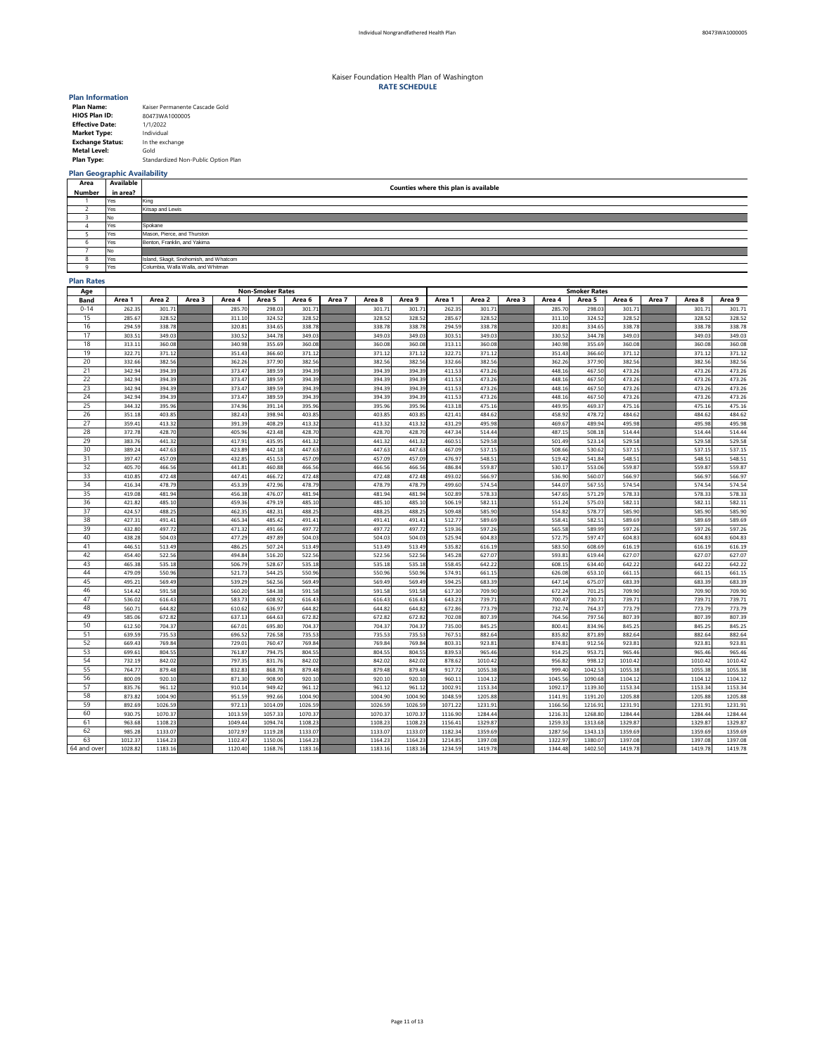Kaiser Foundation Health Plan of Washington
**RATE SCHEDULE**

### Plan Information

| | |
|---|---|
| **Plan Name:** | Kaiser Permanente Cascade Gold |
| **HIOS Plan ID:** | 80473WA1000005 |
| **Effective Date:** | 1/1/2022 |
| **Market Type:** | Individual |
| **Exchange Status:** | In the exchange |
| **Metal Level:** | Gold |
| **Plan Type:** | Standardized Non-Public Option Plan |

### Plan Geographic Availability

| Area Number | Available in area? | Counties where this plan is available |
|---|---|---|
| 1 | Yes | King |
| 2 | Yes | Kitsap and Lewis |
| 3 | No | |
| 4 | Yes | Spokane |
| 5 | Yes | Mason, Pierce, and Thurston |
| 6 | Yes | Benton, Franklin, and Yakima |
| 7 | No | |
| 8 | Yes | Island, Skagit, Snohomish, and Whatcom |
| 9 | Yes | Columbia, Walla Walla, and Whitman |

### Plan Rates

| Age | Non-Smoker Rates | | | | | | | | | Smoker Rates | | | | | | | | |
|---|---|---|---|---|---|---|---|---|---|---|---|---|---|---|---|---|---|---|
| Band | Area 1 | Area 2 | Area 3 | Area 4 | Area 5 | Area 6 | Area 7 | Area 8 | Area 9 | Area 1 | Area 2 | Area 3 | Area 4 | Area 5 | Area 6 | Area 7 | Area 8 | Area 9 |
| 0-14 | 262.35 | 301.71 | | 285.70 | 298.03 | 301.71 | | 301.71 | 301.71 | 262.35 | 301.71 | | 285.70 | 298.03 | 301.71 | | 301.71 | 301.71 |
| 15 | 285.67 | 328.52 | | 311.10 | 324.52 | 328.52 | | 328.52 | 328.52 | 285.67 | 328.52 | | 311.10 | 324.52 | 328.52 | | 328.52 | 328.52 |
| 16 | 294.59 | 338.78 | | 320.81 | 334.65 | 338.78 | | 338.78 | 338.78 | 294.59 | 338.78 | | 320.81 | 334.65 | 338.78 | | 338.78 | 338.78 |
| 17 | 303.51 | 349.03 | | 330.52 | 344.78 | 349.03 | | 349.03 | 349.03 | 303.51 | 349.03 | | 330.52 | 344.78 | 349.03 | | 349.03 | 349.03 |
| 18 | 313.11 | 360.08 | | 340.98 | 355.69 | 360.08 | | 360.08 | 360.08 | 313.11 | 360.08 | | 340.98 | 355.69 | 360.08 | | 360.08 | 360.08 |
| 19 | 322.71 | 371.12 | | 351.43 | 366.60 | 371.12 | | 371.12 | 371.12 | 322.71 | 371.12 | | 351.43 | 366.60 | 371.12 | | 371.12 | 371.12 |
| 20 | 332.66 | 382.56 | | 362.26 | 377.90 | 382.56 | | 382.56 | 382.56 | 332.66 | 382.56 | | 362.26 | 377.90 | 382.56 | | 382.56 | 382.56 |
| 21 | 342.94 | 394.39 | | 373.47 | 389.59 | 394.39 | | 394.39 | 394.39 | 411.53 | 473.26 | | 448.16 | 467.50 | 473.26 | | 473.26 | 473.26 |
| 22 | 342.94 | 394.39 | | 373.47 | 389.59 | 394.39 | | 394.39 | 394.39 | 411.53 | 473.26 | | 448.16 | 467.50 | 473.26 | | 473.26 | 473.26 |
| 23 | 342.94 | 394.39 | | 373.47 | 389.59 | 394.39 | | 394.39 | 394.39 | 411.53 | 473.26 | | 448.16 | 467.50 | 473.26 | | 473.26 | 473.26 |
| 24 | 342.94 | 394.39 | | 373.47 | 389.59 | 394.39 | | 394.39 | 394.39 | 411.53 | 473.26 | | 448.16 | 467.50 | 473.26 | | 473.26 | 473.26 |
| 25 | 344.32 | 395.96 | | 374.96 | 391.14 | 395.96 | | 395.96 | 395.96 | 413.18 | 475.16 | | 449.95 | 469.37 | 475.16 | | 475.16 | 475.16 |
| 26 | 351.18 | 403.85 | | 382.43 | 398.94 | 403.85 | | 403.85 | 403.85 | 421.41 | 484.62 | | 458.92 | 478.72 | 484.62 | | 484.62 | 484.62 |
| 27 | 359.41 | 413.32 | | 391.39 | 408.29 | 413.32 | | 413.32 | 413.32 | 431.29 | 495.98 | | 469.67 | 489.94 | 495.98 | | 495.98 | 495.98 |
| 28 | 372.78 | 428.70 | | 405.96 | 423.48 | 428.70 | | 428.70 | 428.70 | 447.34 | 514.44 | | 487.15 | 508.18 | 514.44 | | 514.44 | 514.44 |
| 29 | 383.76 | 441.32 | | 417.91 | 435.95 | 441.32 | | 441.32 | 441.32 | 460.51 | 529.58 | | 501.49 | 523.14 | 529.58 | | 529.58 | 529.58 |
| 30 | 389.24 | 447.63 | | 423.89 | 442.18 | 447.63 | | 447.63 | 447.63 | 467.09 | 537.15 | | 508.66 | 530.62 | 537.15 | | 537.15 | 537.15 |
| 31 | 397.47 | 457.09 | | 432.85 | 451.53 | 457.09 | | 457.09 | 457.09 | 476.97 | 548.51 | | 519.42 | 541.84 | 548.51 | | 548.51 | 548.51 |
| 32 | 405.70 | 466.56 | | 441.81 | 460.88 | 466.56 | | 466.56 | 466.56 | 486.84 | 559.87 | | 530.17 | 553.06 | 559.87 | | 559.87 | 559.87 |
| 33 | 410.85 | 472.48 | | 447.41 | 466.72 | 472.48 | | 472.48 | 472.48 | 493.02 | 566.97 | | 536.90 | 560.07 | 566.97 | | 566.97 | 566.97 |
| 34 | 416.34 | 478.79 | | 453.39 | 472.96 | 478.79 | | 478.79 | 478.79 | 499.60 | 574.54 | | 544.07 | 567.55 | 574.54 | | 574.54 | 574.54 |
| 35 | 419.08 | 481.94 | | 456.38 | 476.07 | 481.94 | | 481.94 | 481.94 | 502.89 | 578.33 | | 547.65 | 571.29 | 578.33 | | 578.33 | 578.33 |
| 36 | 421.82 | 485.10 | | 459.36 | 479.19 | 485.10 | | 485.10 | 485.10 | 506.19 | 582.11 | | 551.24 | 575.03 | 582.11 | | 582.11 | 582.11 |
| 37 | 424.57 | 488.25 | | 462.35 | 482.31 | 488.25 | | 488.25 | 488.25 | 509.48 | 585.90 | | 554.82 | 578.77 | 585.90 | | 585.90 | 585.90 |
| 38 | 427.31 | 491.41 | | 465.34 | 485.42 | 491.41 | | 491.41 | 491.41 | 512.77 | 589.69 | | 558.41 | 582.51 | 589.69 | | 589.69 | 589.69 |
| 39 | 432.80 | 497.72 | | 471.32 | 491.66 | 497.72 | | 497.72 | 497.72 | 519.36 | 597.26 | | 565.58 | 589.99 | 597.26 | | 597.26 | 597.26 |
| 40 | 438.28 | 504.03 | | 477.29 | 497.89 | 504.03 | | 504.03 | 504.03 | 525.94 | 604.83 | | 572.75 | 597.47 | 604.83 | | 604.83 | 604.83 |
| 41 | 446.51 | 513.49 | | 486.25 | 507.24 | 513.49 | | 513.49 | 513.49 | 535.82 | 616.19 | | 583.50 | 608.69 | 616.19 | | 616.19 | 616.19 |
| 42 | 454.40 | 522.56 | | 494.84 | 516.20 | 522.56 | | 522.56 | 522.56 | 545.28 | 627.07 | | 593.81 | 619.44 | 627.07 | | 627.07 | 627.07 |
| 43 | 465.38 | 535.18 | | 506.79 | 528.67 | 535.18 | | 535.18 | 535.18 | 558.45 | 642.22 | | 608.15 | 634.40 | 642.22 | | 642.22 | 642.22 |
| 44 | 479.09 | 550.96 | | 521.73 | 544.25 | 550.96 | | 550.96 | 550.96 | 574.91 | 661.15 | | 626.08 | 653.10 | 661.15 | | 661.15 | 661.15 |
| 45 | 495.21 | 569.49 | | 539.29 | 562.56 | 569.49 | | 569.49 | 569.49 | 594.25 | 683.39 | | 647.14 | 675.07 | 683.39 | | 683.39 | 683.39 |
| 46 | 514.42 | 591.58 | | 560.20 | 584.38 | 591.58 | | 591.58 | 591.58 | 617.30 | 709.90 | | 672.24 | 701.25 | 709.90 | | 709.90 | 709.90 |
| 47 | 536.02 | 616.43 | | 583.73 | 608.92 | 616.43 | | 616.43 | 616.43 | 643.23 | 739.71 | | 700.47 | 730.71 | 739.71 | | 739.71 | 739.71 |
| 48 | 560.71 | 644.82 | | 610.62 | 636.97 | 644.82 | | 644.82 | 644.82 | 672.86 | 773.79 | | 732.74 | 764.37 | 773.79 | | 773.79 | 773.79 |
| 49 | 585.06 | 672.82 | | 637.13 | 664.63 | 672.82 | | 672.82 | 672.82 | 702.08 | 807.39 | | 764.56 | 797.56 | 807.39 | | 807.39 | 807.39 |
| 50 | 612.50 | 704.37 | | 667.01 | 695.80 | 704.37 | | 704.37 | 704.37 | 735.00 | 845.25 | | 800.41 | 834.96 | 845.25 | | 845.25 | 845.25 |
| 51 | 639.59 | 735.53 | | 696.52 | 726.58 | 735.53 | | 735.53 | 735.53 | 767.51 | 882.64 | | 835.82 | 871.89 | 882.64 | | 882.64 | 882.64 |
| 52 | 669.43 | 769.84 | | 729.01 | 760.47 | 769.84 | | 769.84 | 769.84 | 803.31 | 923.81 | | 874.81 | 912.56 | 923.81 | | 923.81 | 923.81 |
| 53 | 699.61 | 804.55 | | 761.87 | 794.75 | 804.55 | | 804.55 | 804.55 | 839.53 | 965.46 | | 914.25 | 953.71 | 965.46 | | 965.46 | 965.46 |
| 54 | 732.19 | 842.02 | | 797.35 | 831.76 | 842.02 | | 842.02 | 842.02 | 878.62 | 1010.42 | | 956.82 | 998.12 | 1010.42 | | 1010.42 | 1010.42 |
| 55 | 764.77 | 879.48 | | 832.83 | 868.78 | 879.48 | | 879.48 | 879.48 | 917.72 | 1055.38 | | 999.40 | 1042.53 | 1055.38 | | 1055.38 | 1055.38 |
| 56 | 800.09 | 920.10 | | 871.30 | 908.90 | 920.10 | | 920.10 | 920.10 | 960.11 | 1104.12 | | 1045.56 | 1090.68 | 1104.12 | | 1104.12 | 1104.12 |
| 57 | 835.76 | 961.12 | | 910.14 | 949.42 | 961.12 | | 961.12 | 961.12 | 1002.91 | 1153.34 | | 1092.17 | 1139.30 | 1153.34 | | 1153.34 | 1153.34 |
| 58 | 873.82 | 1004.90 | | 951.59 | 992.66 | 1004.90 | | 1004.90 | 1004.90 | 1048.59 | 1205.88 | | 1141.91 | 1191.20 | 1205.88 | | 1205.88 | 1205.88 |
| 59 | 892.69 | 1026.59 | | 972.13 | 1014.09 | 1026.59 | | 1026.59 | 1026.59 | 1071.22 | 1231.91 | | 1166.56 | 1216.91 | 1231.91 | | 1231.91 | 1231.91 |
| 60 | 930.75 | 1070.37 | | 1013.59 | 1057.33 | 1070.37 | | 1070.37 | 1070.37 | 1116.90 | 1284.44 | | 1216.31 | 1268.80 | 1284.44 | | 1284.44 | 1284.44 |
| 61 | 963.68 | 1108.23 | | 1049.44 | 1094.74 | 1108.23 | | 1108.23 | 1108.23 | 1156.41 | 1329.87 | | 1259.33 | 1313.68 | 1329.87 | | 1329.87 | 1329.87 |
| 62 | 985.28 | 1133.07 | | 1072.97 | 1119.28 | 1133.07 | | 1133.07 | 1133.07 | 1182.34 | 1359.69 | | 1287.56 | 1343.13 | 1359.69 | | 1359.69 | 1359.69 |
| 63 | 1012.37 | 1164.23 | | 1102.47 | 1150.06 | 1164.23 | | 1164.23 | 1164.23 | 1214.85 | 1397.08 | | 1322.97 | 1380.07 | 1397.08 | | 1397.08 | 1397.08 |
| 64 and over | 1028.82 | 1183.16 | | 1120.40 | 1168.76 | 1183.16 | | 1183.16 | 1183.16 | 1234.59 | 1419.78 | | 1344.48 | 1402.50 | 1419.78 | | 1419.78 | 1419.78 |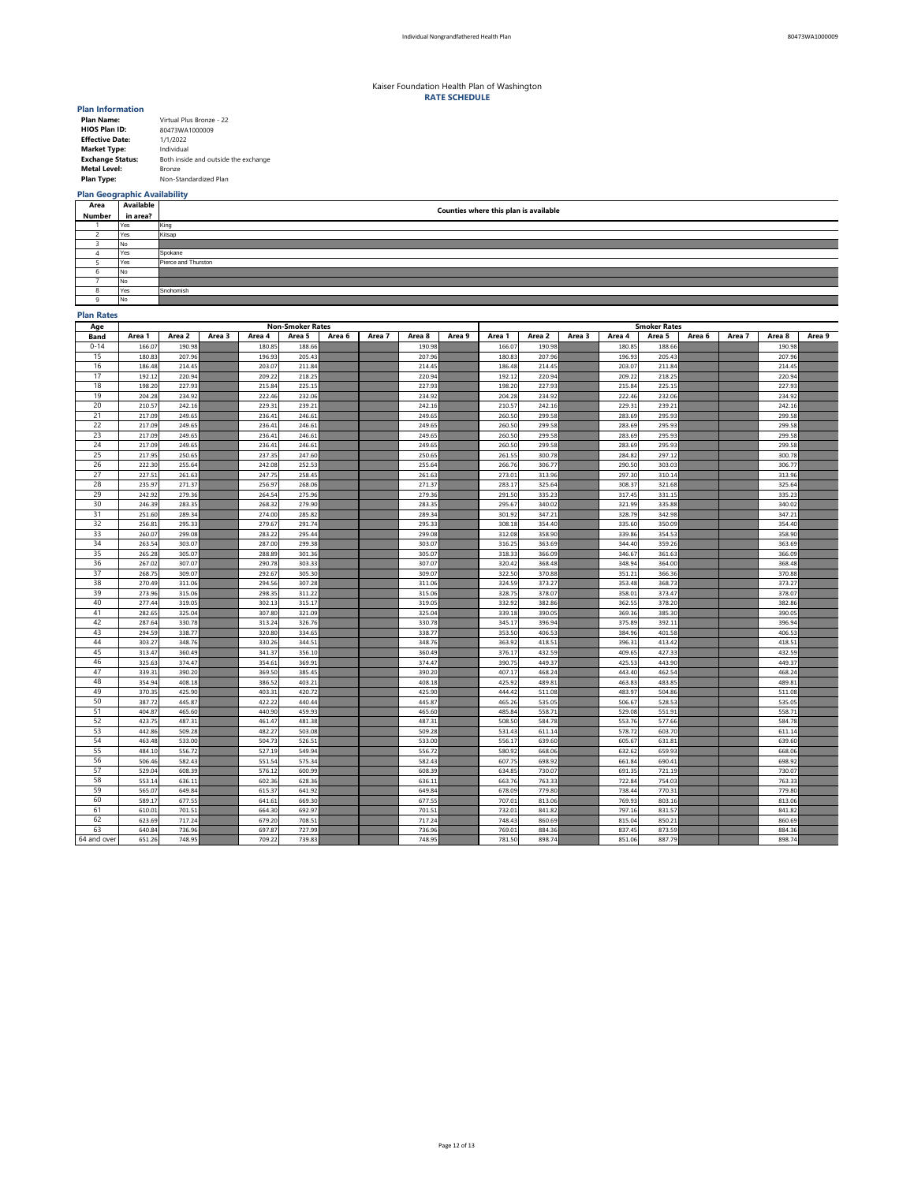# Kaiser Foundation Health Plan of Washington

## RATE SCHEDULE

### Plan Information

| | |
|---|---|
| **Plan Name:** | Virtual Plus Bronze - 22 |
| **HIOS Plan ID:** | 80473WA1000009 |
| **Effective Date:** | 1/1/2022 |
| **Market Type:** | Individual |
| **Exchange Status:** | Both inside and outside the exchange |
| **Metal Level:** | Bronze |
| **Plan Type:** | Non-Standardized Plan |

### Plan Geographic Availability

| Area Number | Available in area? | Counties where this plan is available |
|---|---|---|
| 1 | Yes | King |
| 2 | Yes | Kitsap |
| 3 | No | |
| 4 | Yes | Spokane |
| 5 | Yes | Pierce and Thurston |
| 6 | No | |
| 7 | No | |
| 8 | Yes | Snohomish |
| 9 | No | |

### Plan Rates

| Age Band | Non-Smoker Rates | | | | | | | | | Smoker Rates | | | | | | | | |
|---|---|---|---|---|---|---|---|---|---|---|---|---|---|---|---|---|---|---|
| | Area 1 | Area 2 | Area 3 | Area 4 | Area 5 | Area 6 | Area 7 | Area 8 | Area 9 | Area 1 | Area 2 | Area 3 | Area 4 | Area 5 | Area 6 | Area 7 | Area 8 | Area 9 |
| 0-14 | 166.07 | 190.98 | | 180.85 | 188.66 | | | 190.98 | | 166.07 | 190.98 | | 180.85 | 188.66 | | | 190.98 | |
| 15 | 180.83 | 207.96 | | 196.93 | 205.43 | | | 207.96 | | 180.83 | 207.96 | | 196.93 | 205.43 | | | 207.96 | |
| 16 | 186.48 | 214.45 | | 203.07 | 211.84 | | | 214.45 | | 186.48 | 214.45 | | 203.07 | 211.84 | | | 214.45 | |
| 17 | 192.12 | 220.94 | | 209.22 | 218.25 | | | 220.94 | | 192.12 | 220.94 | | 209.22 | 218.25 | | | 220.94 | |
| 18 | 198.20 | 227.93 | | 215.84 | 225.15 | | | 227.93 | | 198.20 | 227.93 | | 215.84 | 225.15 | | | 227.93 | |
| 19 | 204.28 | 234.92 | | 222.46 | 232.06 | | | 234.92 | | 204.28 | 234.92 | | 222.46 | 232.06 | | | 234.92 | |
| 20 | 210.57 | 242.16 | | 229.31 | 239.21 | | | 242.16 | | 210.57 | 242.16 | | 229.31 | 239.21 | | | 242.16 | |
| 21 | 217.09 | 249.65 | | 236.41 | 246.61 | | | 249.65 | | 260.50 | 299.58 | | 283.69 | 295.93 | | | 299.58 | |
| 22 | 217.09 | 249.65 | | 236.41 | 246.61 | | | 249.65 | | 260.50 | 299.58 | | 283.69 | 295.93 | | | 299.58 | |
| 23 | 217.09 | 249.65 | | 236.41 | 246.61 | | | 249.65 | | 260.50 | 299.58 | | 283.69 | 295.93 | | | 299.58 | |
| 24 | 217.09 | 249.65 | | 236.41 | 246.61 | | | 249.65 | | 260.50 | 299.58 | | 283.69 | 295.93 | | | 299.58 | |
| 25 | 217.95 | 250.65 | | 237.35 | 247.60 | | | 250.65 | | 261.55 | 300.78 | | 284.82 | 297.12 | | | 300.78 | |
| 26 | 222.30 | 255.64 | | 242.08 | 252.53 | | | 255.64 | | 266.76 | 306.77 | | 290.50 | 303.03 | | | 306.77 | |
| 27 | 227.51 | 261.63 | | 247.75 | 258.45 | | | 261.63 | | 273.01 | 313.96 | | 297.30 | 310.14 | | | 313.96 | |
| 28 | 235.97 | 271.37 | | 256.97 | 268.06 | | | 271.37 | | 283.17 | 325.64 | | 308.37 | 321.68 | | | 325.64 | |
| 29 | 242.92 | 279.36 | | 264.54 | 275.96 | | | 279.36 | | 291.50 | 335.23 | | 317.45 | 331.15 | | | 335.23 | |
| 30 | 246.39 | 283.35 | | 268.32 | 279.90 | | | 283.35 | | 295.67 | 340.02 | | 321.99 | 335.88 | | | 340.02 | |
| 31 | 251.60 | 289.34 | | 274.00 | 285.82 | | | 289.34 | | 301.92 | 347.21 | | 328.79 | 342.98 | | | 347.21 | |
| 32 | 256.81 | 295.33 | | 279.67 | 291.74 | | | 295.33 | | 308.18 | 354.40 | | 335.60 | 350.09 | | | 354.40 | |
| 33 | 260.07 | 299.08 | | 283.22 | 295.44 | | | 299.08 | | 312.08 | 358.90 | | 339.86 | 354.53 | | | 358.90 | |
| 34 | 263.54 | 303.07 | | 287.00 | 299.38 | | | 303.07 | | 316.25 | 363.69 | | 344.40 | 359.26 | | | 363.69 | |
| 35 | 265.28 | 305.07 | | 288.89 | 301.36 | | | 305.07 | | 318.33 | 366.09 | | 346.67 | 361.63 | | | 366.09 | |
| 36 | 267.02 | 307.07 | | 290.78 | 303.33 | | | 307.07 | | 320.42 | 368.48 | | 348.94 | 364.00 | | | 368.48 | |
| 37 | 268.75 | 309.07 | | 292.67 | 305.30 | | | 309.07 | | 322.50 | 370.88 | | 351.21 | 366.36 | | | 370.88 | |
| 38 | 270.49 | 311.06 | | 294.56 | 307.28 | | | 311.06 | | 324.59 | 373.27 | | 353.48 | 368.73 | | | 373.27 | |
| 39 | 273.96 | 315.06 | | 298.35 | 311.22 | | | 315.06 | | 328.75 | 378.07 | | 358.01 | 373.47 | | | 378.07 | |
| 40 | 277.44 | 319.05 | | 302.13 | 315.17 | | | 319.05 | | 332.92 | 382.86 | | 362.55 | 378.20 | | | 382.86 | |
| 41 | 282.65 | 325.04 | | 307.80 | 321.09 | | | 325.04 | | 339.18 | 390.05 | | 369.36 | 385.30 | | | 390.05 | |
| 42 | 287.64 | 330.78 | | 313.24 | 326.76 | | | 330.78 | | 345.17 | 396.94 | | 375.89 | 392.11 | | | 396.94 | |
| 43 | 294.59 | 338.77 | | 320.80 | 334.65 | | | 338.77 | | 353.50 | 406.53 | | 384.96 | 401.58 | | | 406.53 | |
| 44 | 303.27 | 348.76 | | 330.26 | 344.51 | | | 348.76 | | 363.92 | 418.51 | | 396.31 | 413.42 | | | 418.51 | |
| 45 | 313.47 | 360.49 | | 341.37 | 356.10 | | | 360.49 | | 376.17 | 432.59 | | 409.65 | 427.33 | | | 432.59 | |
| 46 | 325.63 | 374.47 | | 354.61 | 369.91 | | | 374.47 | | 390.75 | 449.37 | | 425.53 | 443.90 | | | 449.37 | |
| 47 | 339.31 | 390.20 | | 369.50 | 385.45 | | | 390.20 | | 407.17 | 468.24 | | 443.40 | 462.54 | | | 468.24 | |
| 48 | 354.94 | 408.18 | | 386.52 | 403.21 | | | 408.18 | | 425.92 | 489.81 | | 463.83 | 483.85 | | | 489.81 | |
| 49 | 370.35 | 425.90 | | 403.31 | 420.72 | | | 425.90 | | 444.42 | 511.08 | | 483.97 | 504.86 | | | 511.08 | |
| 50 | 387.72 | 445.87 | | 422.22 | 440.44 | | | 445.87 | | 465.26 | 535.05 | | 506.67 | 528.53 | | | 535.05 | |
| 51 | 404.87 | 465.60 | | 440.90 | 459.93 | | | 465.60 | | 485.84 | 558.71 | | 529.08 | 551.91 | | | 558.71 | |
| 52 | 423.75 | 487.31 | | 461.47 | 481.38 | | | 487.31 | | 508.50 | 584.78 | | 553.76 | 577.66 | | | 584.78 | |
| 53 | 442.86 | 509.28 | | 482.27 | 503.08 | | | 509.28 | | 531.43 | 611.14 | | 578.72 | 603.70 | | | 611.14 | |
| 54 | 463.48 | 533.00 | | 504.73 | 526.51 | | | 533.00 | | 556.17 | 639.60 | | 605.67 | 631.81 | | | 639.60 | |
| 55 | 484.10 | 556.72 | | 527.19 | 549.94 | | | 556.72 | | 580.92 | 668.06 | | 632.62 | 659.93 | | | 668.06 | |
| 56 | 506.46 | 582.43 | | 551.54 | 575.34 | | | 582.43 | | 607.75 | 698.92 | | 661.84 | 690.41 | | | 698.92 | |
| 57 | 529.04 | 608.39 | | 576.12 | 600.99 | | | 608.39 | | 634.85 | 730.07 | | 691.35 | 721.19 | | | 730.07 | |
| 58 | 553.14 | 636.11 | | 602.36 | 628.36 | | | 636.11 | | 663.76 | 763.33 | | 722.84 | 754.03 | | | 763.33 | |
| 59 | 565.07 | 649.84 | | 615.37 | 641.92 | | | 649.84 | | 678.09 | 779.80 | | 738.44 | 770.31 | | | 779.80 | |
| 60 | 589.17 | 677.55 | | 641.61 | 669.30 | | | 677.55 | | 707.01 | 813.06 | | 769.93 | 803.16 | | | 813.06 | |
| 61 | 610.01 | 701.51 | | 664.30 | 692.97 | | | 701.51 | | 732.01 | 841.82 | | 797.16 | 831.57 | | | 841.82 | |
| 62 | 623.69 | 717.24 | | 679.20 | 708.51 | | | 717.24 | | 748.43 | 860.69 | | 815.04 | 850.21 | | | 860.69 | |
| 63 | 640.84 | 736.96 | | 697.87 | 727.99 | | | 736.96 | | 769.01 | 884.36 | | 837.45 | 873.59 | | | 884.36 | |
| 64 and over | 651.26 | 748.95 | | 709.22 | 739.83 | | | 748.95 | | 781.50 | 898.74 | | 851.06 | 887.79 | | | 898.74 | |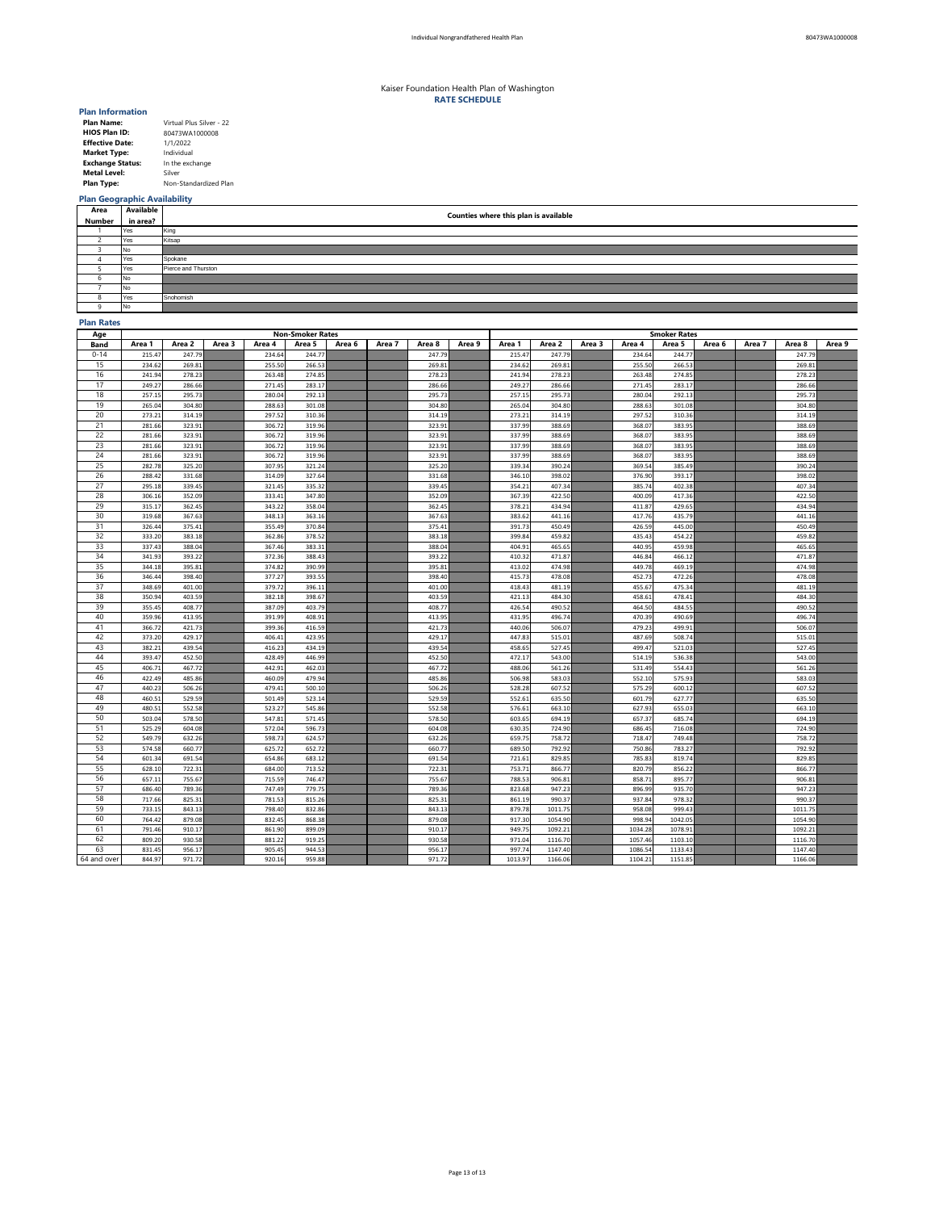Kaiser Foundation Health Plan of Washington
**RATE SCHEDULE**

### Plan Information

| | |
|---|---|
| **Plan Name:** | Virtual Plus Silver - 22 |
| **HIOS Plan ID:** | 80473WA1000008 |
| **Effective Date:** | 1/1/2022 |
| **Market Type:** | Individual |
| **Exchange Status:** | In the exchange |
| **Metal Level:** | Silver |
| **Plan Type:** | Non-Standardized Plan |

### Plan Geographic Availability

| Area Number | Available in area? | Counties where this plan is available |
|---|---|---|
| 1 | Yes | King |
| 2 | Yes | Kitsap |
| 3 | No | |
| 4 | Yes | Spokane |
| 5 | Yes | Pierce and Thurston |
| 6 | No | |
| 7 | No | |
| 8 | Yes | Snohomish |
| 9 | No | |

### Plan Rates

| Age | Non-Smoker Rates | | | | | | | | | Smoker Rates | | | | | | | | |
|---|---|---|---|---|---|---|---|---|---|---|---|---|---|---|---|---|---|---|
| Band | Area 1 | Area 2 | Area 3 | Area 4 | Area 5 | Area 6 | Area 7 | Area 8 | Area 9 | Area 1 | Area 2 | Area 3 | Area 4 | Area 5 | Area 6 | Area 7 | Area 8 | Area 9 |
| 0-14 | 215.47 | 247.79 | | 234.64 | 244.77 | | | 247.79 | | 215.47 | 247.79 | | 234.64 | 244.77 | | | 247.79 | |
| 15 | 234.62 | 269.81 | | 255.50 | 266.53 | | | 269.81 | | 234.62 | 269.81 | | 255.50 | 266.53 | | | 269.81 | |
| 16 | 241.94 | 278.23 | | 263.48 | 274.85 | | | 278.23 | | 241.94 | 278.23 | | 263.48 | 274.85 | | | 278.23 | |
| 17 | 249.27 | 286.66 | | 271.45 | 283.17 | | | 286.66 | | 249.27 | 286.66 | | 271.45 | 283.17 | | | 286.66 | |
| 18 | 257.15 | 295.73 | | 280.04 | 292.13 | | | 295.73 | | 257.15 | 295.73 | | 280.04 | 292.13 | | | 295.73 | |
| 19 | 265.04 | 304.80 | | 288.63 | 301.08 | | | 304.80 | | 265.04 | 304.80 | | 288.63 | 301.08 | | | 304.80 | |
| 20 | 273.21 | 314.19 | | 297.52 | 310.36 | | | 314.19 | | 273.21 | 314.19 | | 297.52 | 310.36 | | | 314.19 | |
| 21 | 281.66 | 323.91 | | 306.72 | 319.96 | | | 323.91 | | 337.99 | 388.69 | | 368.07 | 383.95 | | | 388.69 | |
| 22 | 281.66 | 323.91 | | 306.72 | 319.96 | | | 323.91 | | 337.99 | 388.69 | | 368.07 | 383.95 | | | 388.69 | |
| 23 | 281.66 | 323.91 | | 306.72 | 319.96 | | | 323.91 | | 337.99 | 388.69 | | 368.07 | 383.95 | | | 388.69 | |
| 24 | 281.66 | 323.91 | | 306.72 | 319.96 | | | 323.91 | | 337.99 | 388.69 | | 368.07 | 383.95 | | | 388.69 | |
| 25 | 282.78 | 325.20 | | 307.95 | 321.24 | | | 325.20 | | 339.34 | 390.24 | | 369.54 | 385.49 | | | 390.24 | |
| 26 | 288.42 | 331.68 | | 314.09 | 327.64 | | | 331.68 | | 346.10 | 398.02 | | 376.90 | 393.17 | | | 398.02 | |
| 27 | 295.18 | 339.45 | | 321.45 | 335.32 | | | 339.45 | | 354.21 | 407.34 | | 385.74 | 402.38 | | | 407.34 | |
| 28 | 306.16 | 352.09 | | 333.41 | 347.80 | | | 352.09 | | 367.39 | 422.50 | | 400.09 | 417.36 | | | 422.50 | |
| 29 | 315.17 | 362.45 | | 343.22 | 358.04 | | | 362.45 | | 378.21 | 434.94 | | 411.87 | 429.65 | | | 434.94 | |
| 30 | 319.68 | 367.63 | | 348.13 | 363.16 | | | 367.63 | | 383.62 | 441.16 | | 417.76 | 435.79 | | | 441.16 | |
| 31 | 326.44 | 375.41 | | 355.49 | 370.84 | | | 375.41 | | 391.73 | 450.49 | | 426.59 | 445.00 | | | 450.49 | |
| 32 | 333.20 | 383.18 | | 362.86 | 378.52 | | | 383.18 | | 399.84 | 459.82 | | 435.43 | 454.22 | | | 459.82 | |
| 33 | 337.43 | 388.04 | | 367.46 | 383.31 | | | 388.04 | | 404.91 | 465.65 | | 440.95 | 459.98 | | | 465.65 | |
| 34 | 341.93 | 393.22 | | 372.36 | 388.43 | | | 393.22 | | 410.32 | 471.87 | | 446.84 | 466.12 | | | 471.87 | |
| 35 | 344.18 | 395.81 | | 374.82 | 390.99 | | | 395.81 | | 413.02 | 474.98 | | 449.78 | 469.19 | | | 474.98 | |
| 36 | 346.44 | 398.40 | | 377.27 | 393.55 | | | 398.40 | | 415.73 | 478.08 | | 452.73 | 472.26 | | | 478.08 | |
| 37 | 348.69 | 401.00 | | 379.72 | 396.11 | | | 401.00 | | 418.43 | 481.19 | | 455.67 | 475.34 | | | 481.19 | |
| 38 | 350.94 | 403.59 | | 382.18 | 398.67 | | | 403.59 | | 421.13 | 484.30 | | 458.61 | 478.41 | | | 484.30 | |
| 39 | 355.45 | 408.77 | | 387.09 | 403.79 | | | 408.77 | | 426.54 | 490.52 | | 464.50 | 484.55 | | | 490.52 | |
| 40 | 359.96 | 413.95 | | 391.99 | 408.91 | | | 413.95 | | 431.95 | 496.74 | | 470.39 | 490.69 | | | 496.74 | |
| 41 | 366.72 | 421.73 | | 399.36 | 416.59 | | | 421.73 | | 440.06 | 506.07 | | 479.23 | 499.91 | | | 506.07 | |
| 42 | 373.20 | 429.17 | | 406.41 | 423.95 | | | 429.17 | | 447.83 | 515.01 | | 487.69 | 508.74 | | | 515.01 | |
| 43 | 382.21 | 439.54 | | 416.23 | 434.19 | | | 439.54 | | 458.65 | 527.45 | | 499.47 | 521.03 | | | 527.45 | |
| 44 | 393.47 | 452.50 | | 428.49 | 446.99 | | | 452.50 | | 472.17 | 543.00 | | 514.19 | 536.38 | | | 543.00 | |
| 45 | 406.71 | 467.72 | | 442.91 | 462.03 | | | 467.72 | | 488.06 | 561.26 | | 531.49 | 554.43 | | | 561.26 | |
| 46 | 422.49 | 485.86 | | 460.09 | 479.94 | | | 485.86 | | 506.98 | 583.03 | | 552.10 | 575.93 | | | 583.03 | |
| 47 | 440.23 | 506.26 | | 479.41 | 500.10 | | | 506.26 | | 528.28 | 607.52 | | 575.29 | 600.12 | | | 607.52 | |
| 48 | 460.51 | 529.59 | | 501.49 | 523.14 | | | 529.59 | | 552.61 | 635.50 | | 601.79 | 627.77 | | | 635.50 | |
| 49 | 480.51 | 552.58 | | 523.27 | 545.86 | | | 552.58 | | 576.61 | 663.10 | | 627.93 | 655.03 | | | 663.10 | |
| 50 | 503.04 | 578.50 | | 547.81 | 571.45 | | | 578.50 | | 603.65 | 694.19 | | 657.37 | 685.74 | | | 694.19 | |
| 51 | 525.29 | 604.08 | | 572.04 | 596.73 | | | 604.08 | | 630.35 | 724.90 | | 686.45 | 716.08 | | | 724.90 | |
| 52 | 549.79 | 632.26 | | 598.73 | 624.57 | | | 632.26 | | 659.75 | 758.72 | | 718.47 | 749.48 | | | 758.72 | |
| 53 | 574.58 | 660.77 | | 625.72 | 652.72 | | | 660.77 | | 689.50 | 792.92 | | 750.86 | 783.27 | | | 792.92 | |
| 54 | 601.34 | 691.54 | | 654.86 | 683.12 | | | 691.54 | | 721.61 | 829.85 | | 785.83 | 819.74 | | | 829.85 | |
| 55 | 628.10 | 722.31 | | 684.00 | 713.52 | | | 722.31 | | 753.71 | 866.77 | | 820.79 | 856.22 | | | 866.77 | |
| 56 | 657.11 | 755.67 | | 715.59 | 746.47 | | | 755.67 | | 788.53 | 906.81 | | 858.71 | 895.77 | | | 906.81 | |
| 57 | 686.40 | 789.36 | | 747.49 | 779.75 | | | 789.36 | | 823.68 | 947.23 | | 896.99 | 935.70 | | | 947.23 | |
| 58 | 717.66 | 825.31 | | 781.53 | 815.26 | | | 825.31 | | 861.19 | 990.37 | | 937.84 | 978.32 | | | 990.37 | |
| 59 | 733.15 | 843.13 | | 798.40 | 832.86 | | | 843.13 | | 879.78 | 1011.75 | | 958.08 | 999.43 | | | 1011.75 | |
| 60 | 764.42 | 879.08 | | 832.45 | 868.38 | | | 879.08 | | 917.30 | 1054.90 | | 998.94 | 1042.05 | | | 1054.90 | |
| 61 | 791.46 | 910.17 | | 861.90 | 899.09 | | | 910.17 | | 949.75 | 1092.21 | | 1034.28 | 1078.91 | | | 1092.21 | |
| 62 | 809.20 | 930.58 | | 881.22 | 919.25 | | | 930.58 | | 971.04 | 1116.70 | | 1057.46 | 1103.10 | | | 1116.70 | |
| 63 | 831.45 | 956.17 | | 905.45 | 944.53 | | | 956.17 | | 997.74 | 1147.40 | | 1086.54 | 1133.43 | | | 1147.40 | |
| 64 and over | 844.97 | 971.72 | | 920.16 | 959.88 | | | 971.72 | | 1013.97 | 1166.06 | | 1104.21 | 1151.85 | | | 1166.06 | |